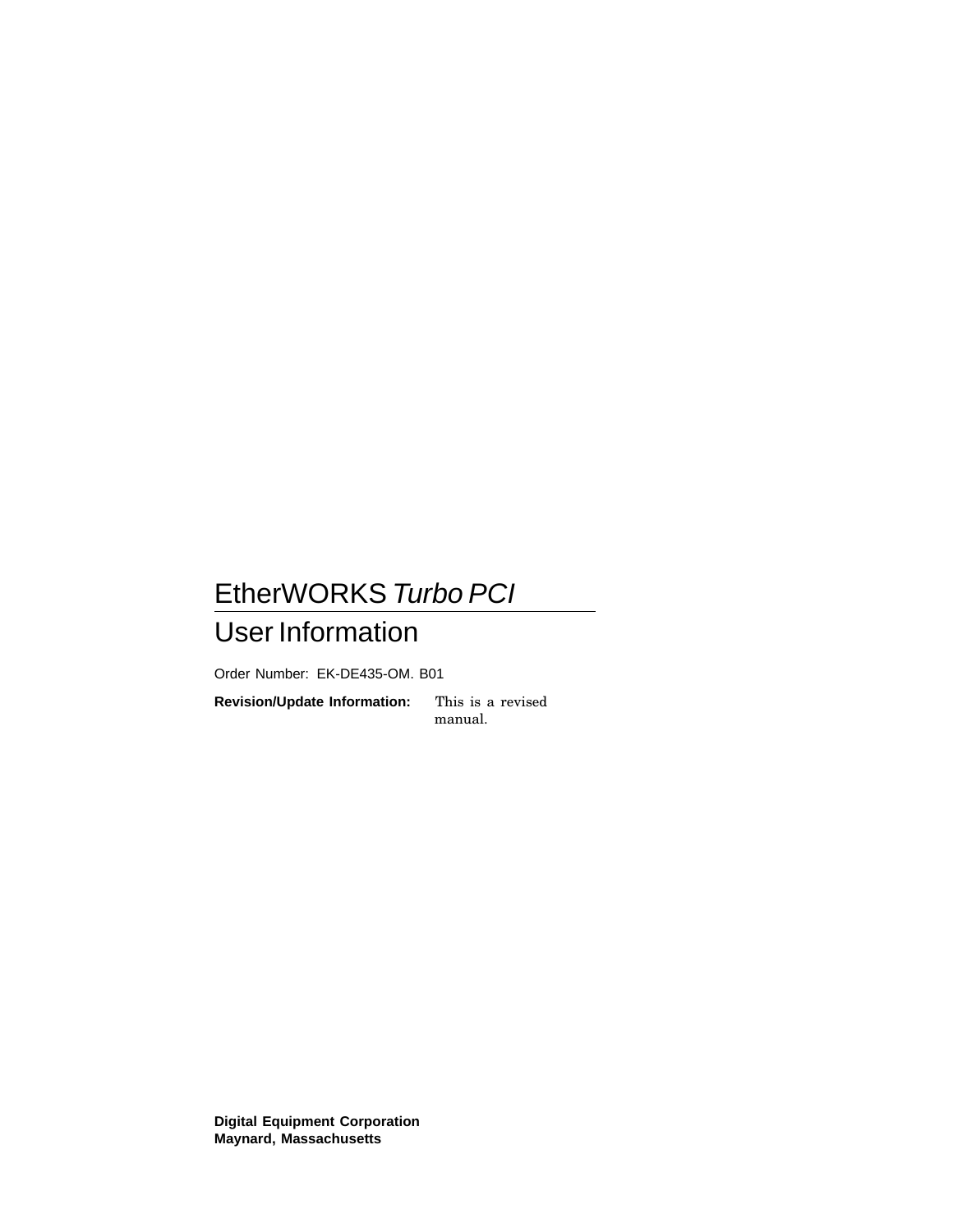# EtherWORKS *Turbo PCI*

## User Information

Order Number: EK-DE435-OM. B01

**Revision/Update Information:** This is a revised manual.

**Digital Equipment Corporation**
**Maynard, Massachusetts**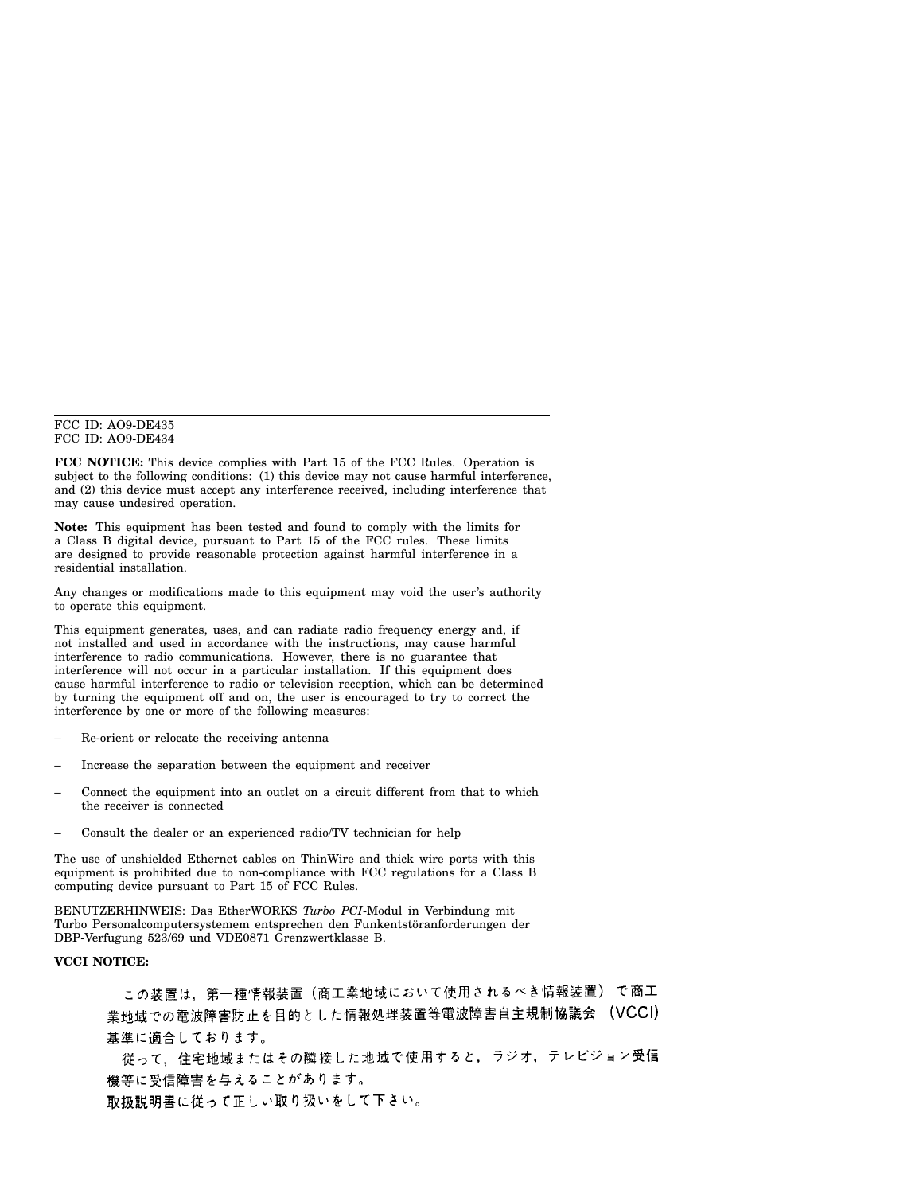FCC ID: AO9-DE435
FCC ID: AO9-DE434

**FCC NOTICE:** This device complies with Part 15 of the FCC Rules. Operation is subject to the following conditions: (1) this device may not cause harmful interference, and (2) this device must accept any interference received, including interference that may cause undesired operation.

**Note:** This equipment has been tested and found to comply with the limits for a Class B digital device, pursuant to Part 15 of the FCC rules. These limits are designed to provide reasonable protection against harmful interference in a residential installation.

Any changes or modifications made to this equipment may void the user's authority to operate this equipment.

This equipment generates, uses, and can radiate radio frequency energy and, if not installed and used in accordance with the instructions, may cause harmful interference to radio communications. However, there is no guarantee that interference will not occur in a particular installation. If this equipment does cause harmful interference to radio or television reception, which can be determined by turning the equipment off and on, the user is encouraged to try to correct the interference by one or more of the following measures:

– Re-orient or relocate the receiving antenna
– Increase the separation between the equipment and receiver
– Connect the equipment into an outlet on a circuit different from that to which the receiver is connected
– Consult the dealer or an experienced radio/TV technician for help

The use of unshielded Ethernet cables on ThinWire and thick wire ports with this equipment is prohibited due to non-compliance with FCC regulations for a Class B computing device pursuant to Part 15 of FCC Rules.

BENUTZERHINWEIS: Das EtherWORKS *Turbo PCI*-Modul in Verbindung mit Turbo Personalcomputersystemem entsprechen den Funkentstöranforderungen der DBP-Verfugung 523/69 und VDE0871 Grenzwertklasse B.

**VCCI NOTICE:**

この装置は，第一種情報装置（商工業地域において使用されるべき情報装置）で商工業地域での電波障害防止を目的とした情報処理装置等電波障害自主規制協議会（VCCI）基準に適合しております。

従って，住宅地域またはその隣接した地域で使用すると，ラジオ，テレビジョン受信機等に受信障害を与えることがあります。

取扱説明書に従って正しい取り扱いをして下さい。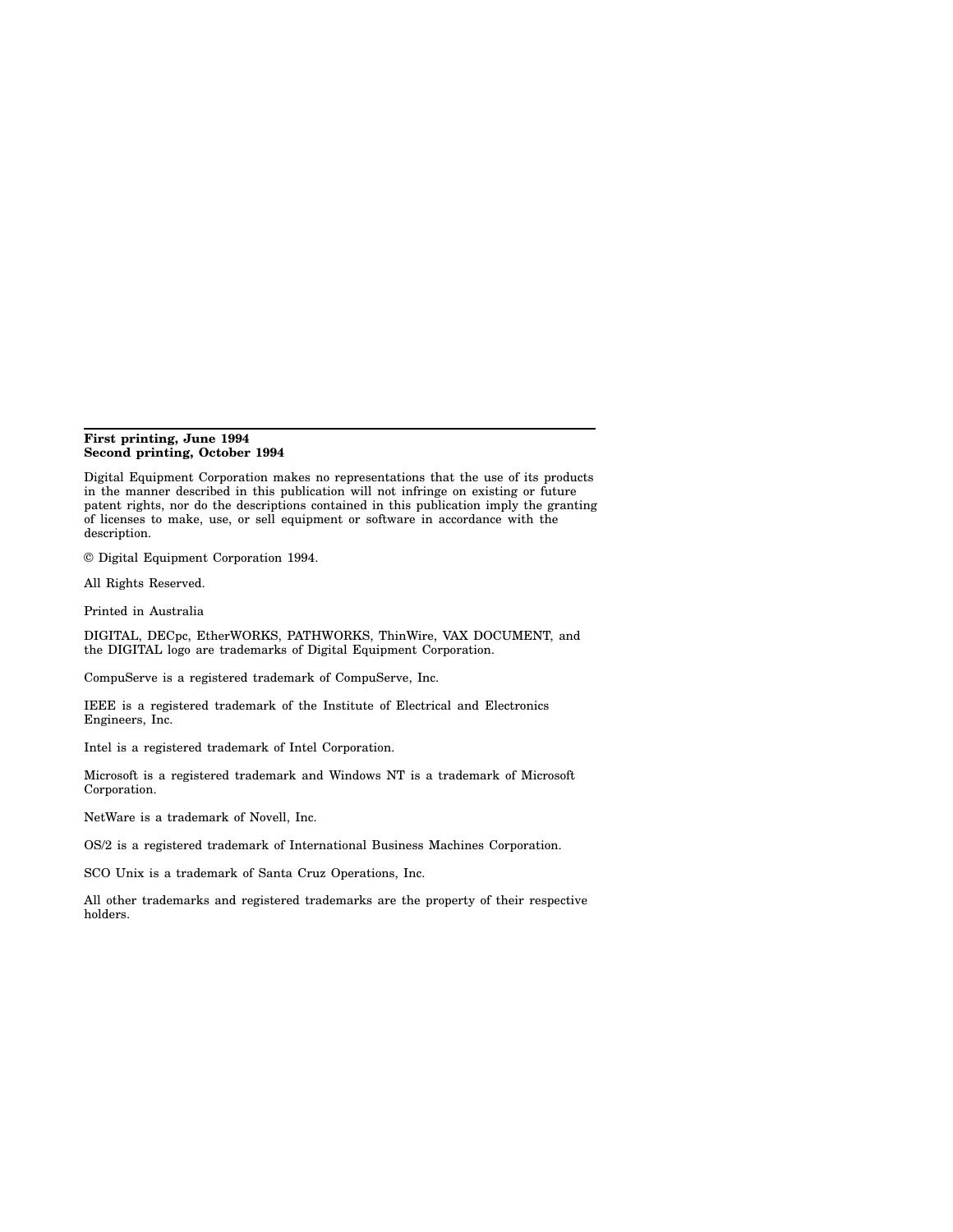**First printing, June 1994**
**Second printing, October 1994**

Digital Equipment Corporation makes no representations that the use of its products in the manner described in this publication will not infringe on existing or future patent rights, nor do the descriptions contained in this publication imply the granting of licenses to make, use, or sell equipment or software in accordance with the description.

© Digital Equipment Corporation 1994.

All Rights Reserved.

Printed in Australia

DIGITAL, DECpc, EtherWORKS, PATHWORKS, ThinWire, VAX DOCUMENT, and the DIGITAL logo are trademarks of Digital Equipment Corporation.

CompuServe is a registered trademark of CompuServe, Inc.

IEEE is a registered trademark of the Institute of Electrical and Electronics Engineers, Inc.

Intel is a registered trademark of Intel Corporation.

Microsoft is a registered trademark and Windows NT is a trademark of Microsoft Corporation.

NetWare is a trademark of Novell, Inc.

OS/2 is a registered trademark of International Business Machines Corporation.

SCO Unix is a trademark of Santa Cruz Operations, Inc.

All other trademarks and registered trademarks are the property of their respective holders.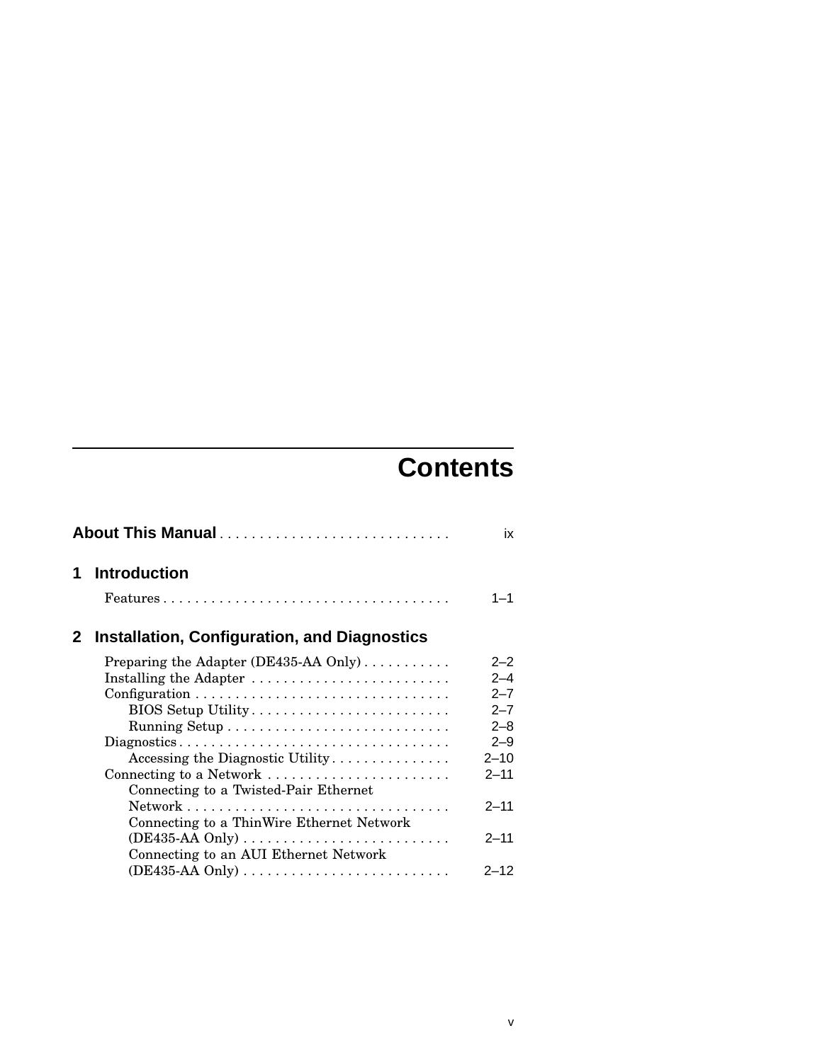# Contents

**About This Manual** . . . . . . . . . . . . . . . . . . . . . . . . . . . . ix

## 1 Introduction

Features . . . . . . . . . . . . . . . . . . . . . . . . . . . . . . . . . . . . 1–1

## 2 Installation, Configuration, and Diagnostics

Preparing the Adapter (DE435-AA Only) . . . . . . . . . . . 2–2
Installing the Adapter . . . . . . . . . . . . . . . . . . . . . . . . . 2–4
Configuration . . . . . . . . . . . . . . . . . . . . . . . . . . . . . . . 2–7
    BIOS Setup Utility . . . . . . . . . . . . . . . . . . . . . . . . 2–7
    Running Setup . . . . . . . . . . . . . . . . . . . . . . . . . . . 2–8
Diagnostics . . . . . . . . . . . . . . . . . . . . . . . . . . . . . . . . . 2–9
    Accessing the Diagnostic Utility . . . . . . . . . . . . . . . 2–10
Connecting to a Network . . . . . . . . . . . . . . . . . . . . . . . 2–11
    Connecting to a Twisted-Pair Ethernet Network . . . . . . . . . . . . . . . . . . . . . . . . . . . . . . . . . 2–11
    Connecting to a ThinWire Ethernet Network (DE435-AA Only) . . . . . . . . . . . . . . . . . . . . . . . . . . 2–11
    Connecting to an AUI Ethernet Network (DE435-AA Only) . . . . . . . . . . . . . . . . . . . . . . . . . . 2–12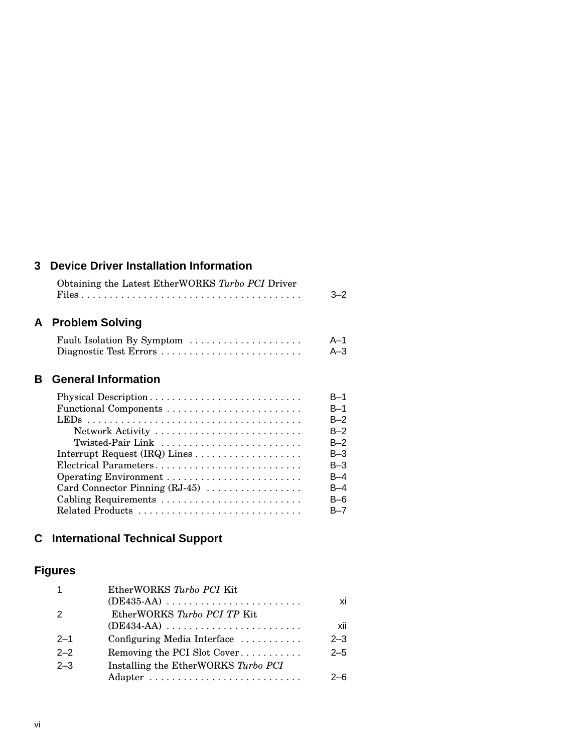## 3 Device Driver Installation Information

Obtaining the Latest EtherWORKS *Turbo PCI* Driver Files . . . . . . . . . . . . . . . . . . . . . . . . . . . . . . . . . . . . . . . 3–2

## A Problem Solving

Fault Isolation By Symptom . . . . . . . . . . . . . . . . . . . . A–1
Diagnostic Test Errors . . . . . . . . . . . . . . . . . . . . . . . . . A–3

## B General Information

Physical Description . . . . . . . . . . . . . . . . . . . . . . . . . . . B–1
Functional Components . . . . . . . . . . . . . . . . . . . . . . . . B–1
LEDs . . . . . . . . . . . . . . . . . . . . . . . . . . . . . . . . . . . . . . B–2
  Network Activity . . . . . . . . . . . . . . . . . . . . . . . . . . B–2
  Twisted-Pair Link . . . . . . . . . . . . . . . . . . . . . . . . . B–2
Interrupt Request (IRQ) Lines . . . . . . . . . . . . . . . . . . . B–3
Electrical Parameters . . . . . . . . . . . . . . . . . . . . . . . . . . B–3
Operating Environment . . . . . . . . . . . . . . . . . . . . . . . . B–4
Card Connector Pinning (RJ-45) . . . . . . . . . . . . . . . . . B–4
Cabling Requirements . . . . . . . . . . . . . . . . . . . . . . . . . B–6
Related Products . . . . . . . . . . . . . . . . . . . . . . . . . . . . . B–7

## C International Technical Support

## Figures

| | | |
|---|---|---|
| 1 | EtherWORKS *Turbo PCI* Kit (DE435-AA) . . . . . . . . . . . . . . . . . . . . . . . . | xi |
| 2 | EtherWORKS *Turbo PCI TP* Kit (DE434-AA) . . . . . . . . . . . . . . . . . . . . . . . . | xii |
| 2–1 | Configuring Media Interface . . . . . . . . . . . | 2–3 |
| 2–2 | Removing the PCI Slot Cover . . . . . . . . . . . | 2–5 |
| 2–3 | Installing the EtherWORKS *Turbo PCI* Adapter . . . . . . . . . . . . . . . . . . . . . . . . . . . | 2–6 |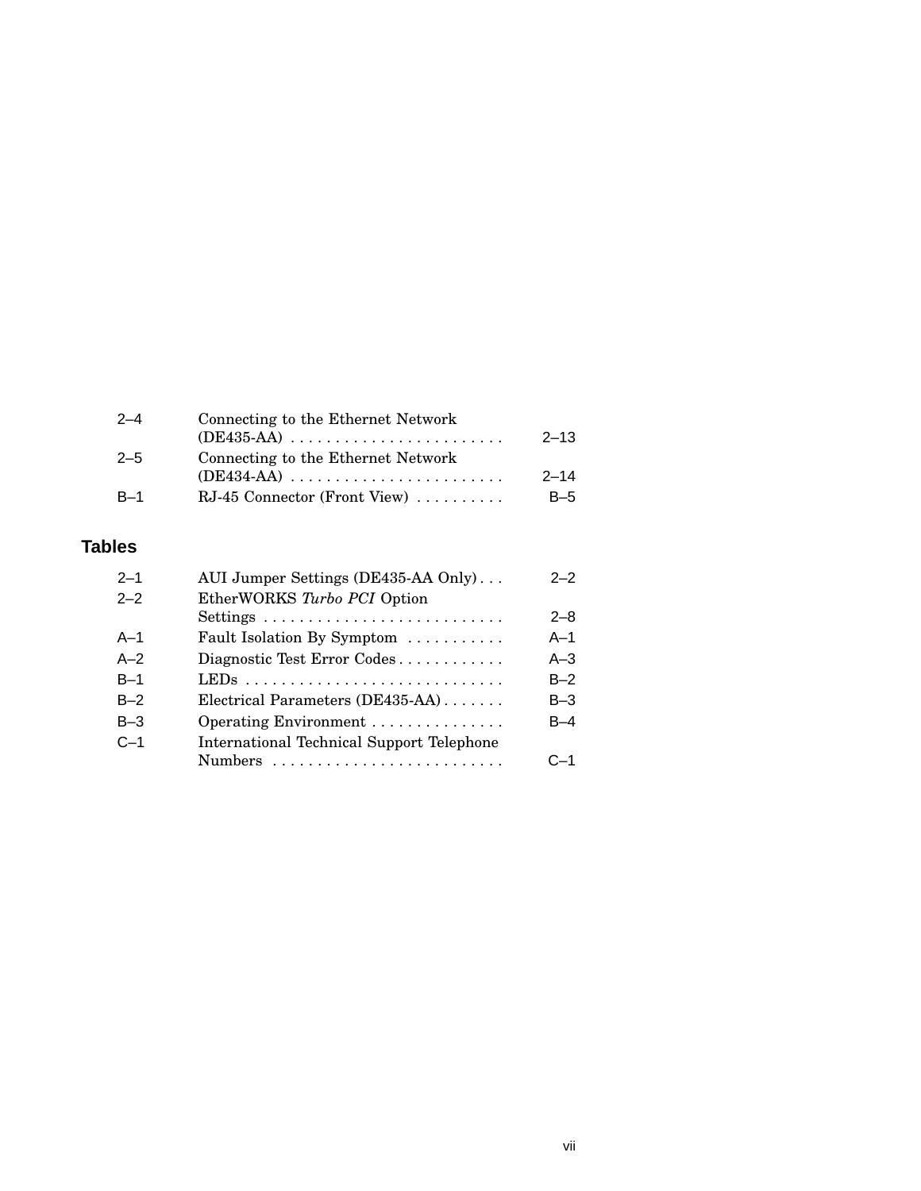| | | |
|---|---|---|
| 2–4 | Connecting to the Ethernet Network (DE435-AA) | 2–13 |
| 2–5 | Connecting to the Ethernet Network (DE434-AA) | 2–14 |
| B–1 | RJ-45 Connector (Front View) | B–5 |

## Tables

| | | |
|---|---|---|
| 2–1 | AUI Jumper Settings (DE435-AA Only) | 2–2 |
| 2–2 | EtherWORKS *Turbo PCI* Option Settings | 2–8 |
| A–1 | Fault Isolation By Symptom | A–1 |
| A–2 | Diagnostic Test Error Codes | A–3 |
| B–1 | LEDs | B–2 |
| B–2 | Electrical Parameters (DE435-AA) | B–3 |
| B–3 | Operating Environment | B–4 |
| C–1 | International Technical Support Telephone Numbers | C–1 |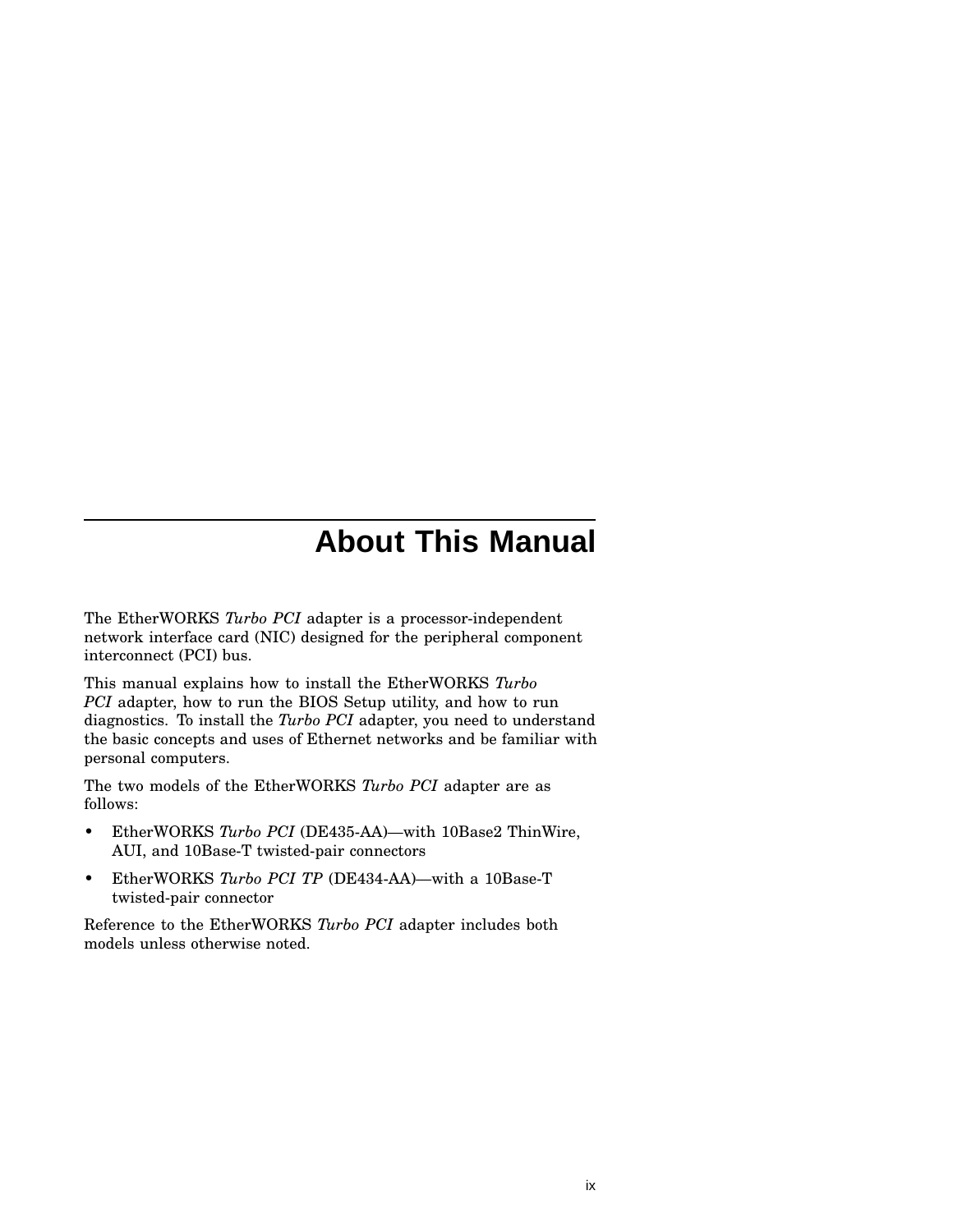# About This Manual

The EtherWORKS *Turbo PCI* adapter is a processor-independent network interface card (NIC) designed for the peripheral component interconnect (PCI) bus.

This manual explains how to install the EtherWORKS *Turbo PCI* adapter, how to run the BIOS Setup utility, and how to run diagnostics. To install the *Turbo PCI* adapter, you need to understand the basic concepts and uses of Ethernet networks and be familiar with personal computers.

The two models of the EtherWORKS *Turbo PCI* adapter are as follows:

- EtherWORKS *Turbo PCI* (DE435-AA)—with 10Base2 ThinWire, AUI, and 10Base-T twisted-pair connectors
- EtherWORKS *Turbo PCI TP* (DE434-AA)—with a 10Base-T twisted-pair connector

Reference to the EtherWORKS *Turbo PCI* adapter includes both models unless otherwise noted.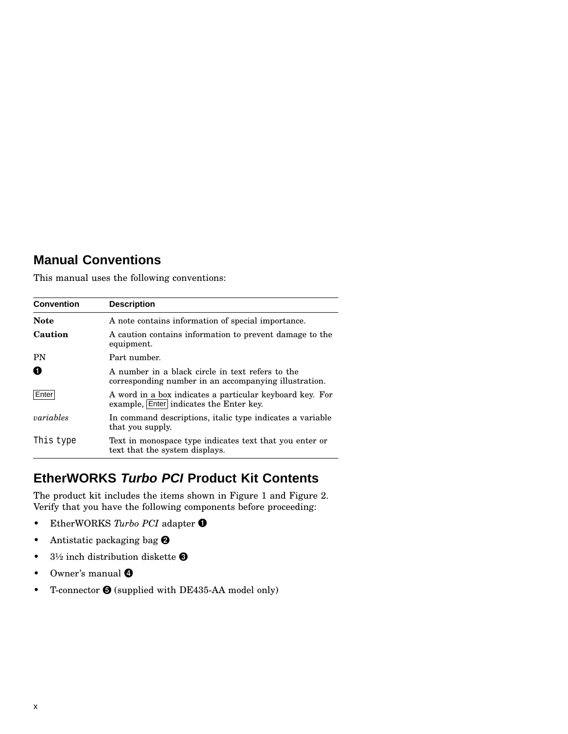## Manual Conventions

This manual uses the following conventions:

| Convention | Description |
|---|---|
| **Note** | A note contains information of special importance. |
| **Caution** | A caution contains information to prevent damage to the equipment. |
| PN | Part number. |
| ❶ | A number in a black circle in text refers to the corresponding number in an accompanying illustration. |
| Enter | A word in a box indicates a particular keyboard key. For example, Enter indicates the Enter key. |
| *variables* | In command descriptions, italic type indicates a variable that you supply. |
| `This type` | Text in monospace type indicates text that you enter or text that the system displays. |

## EtherWORKS *Turbo PCI* Product Kit Contents

The product kit includes the items shown in Figure 1 and Figure 2. Verify that you have the following components before proceeding:

- EtherWORKS *Turbo PCI* adapter ❶
- Antistatic packaging bag ❷
- 3½ inch distribution diskette ❸
- Owner's manual ❹
- T-connector ❺ (supplied with DE435-AA model only)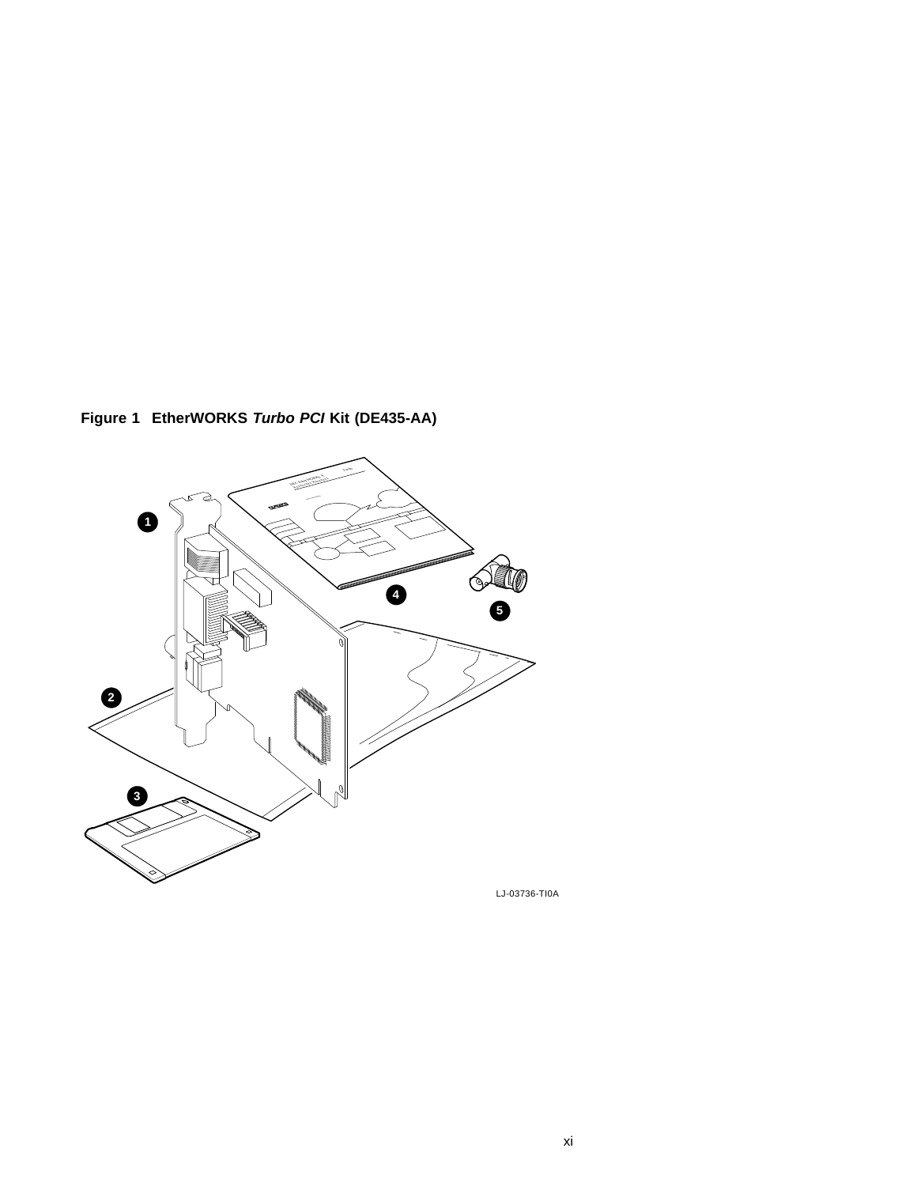**Figure 1 EtherWORKS *Turbo PCI* Kit (DE435-AA)**

LJ-03736-TI0A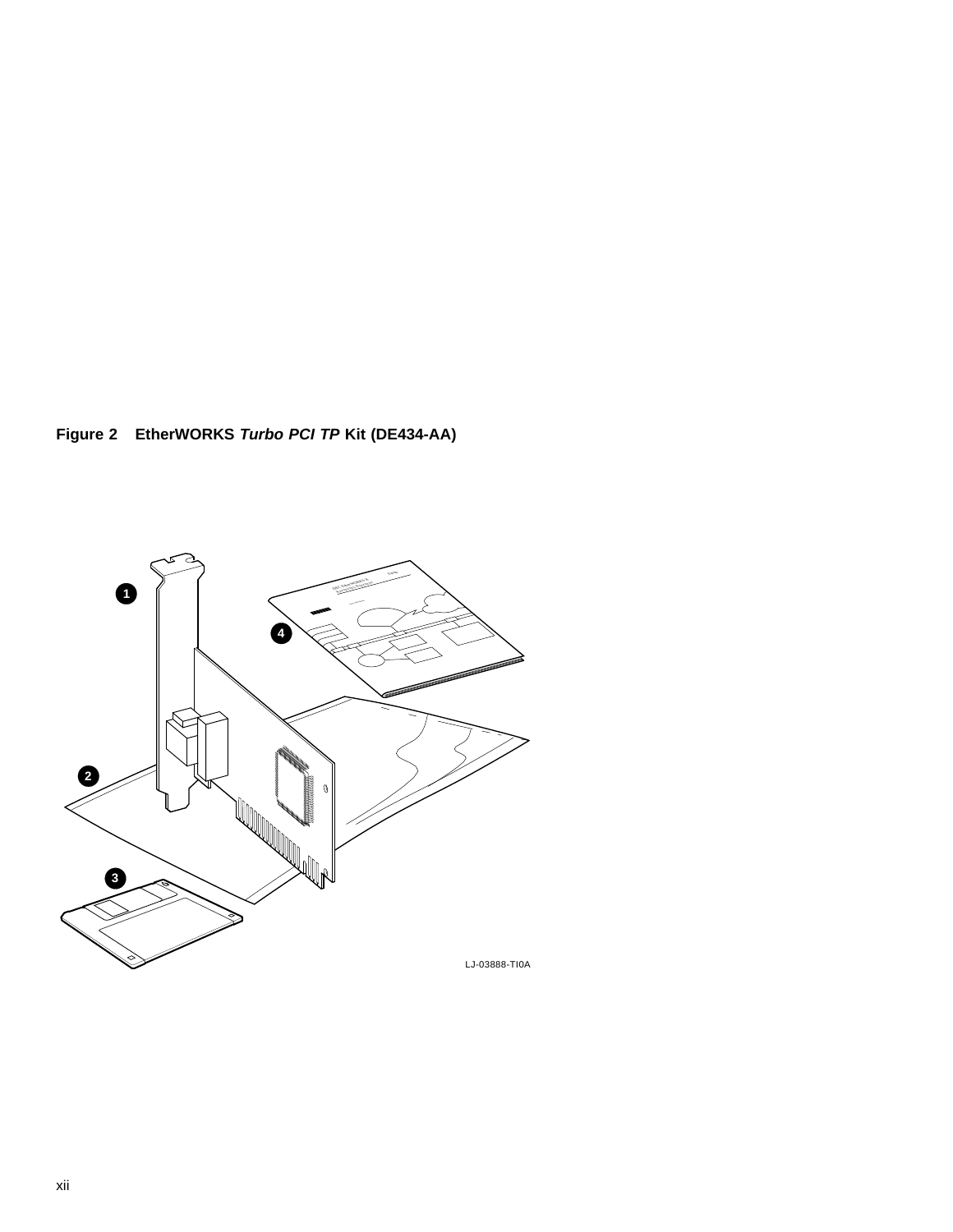**Figure 2 EtherWORKS *Turbo PCI TP* Kit (DE434-AA)**

LJ-03888-TI0A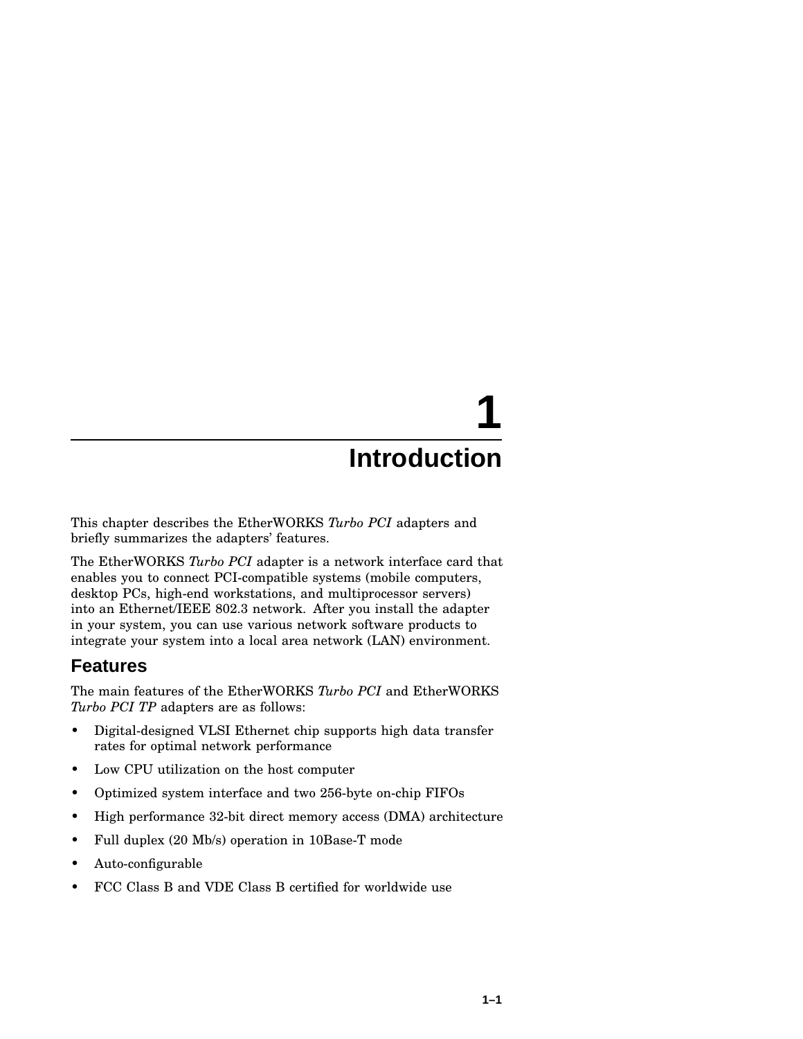# 1 Introduction

This chapter describes the EtherWORKS *Turbo PCI* adapters and briefly summarizes the adapters' features.

The EtherWORKS *Turbo PCI* adapter is a network interface card that enables you to connect PCI-compatible systems (mobile computers, desktop PCs, high-end workstations, and multiprocessor servers) into an Ethernet/IEEE 802.3 network. After you install the adapter in your system, you can use various network software products to integrate your system into a local area network (LAN) environment.

## Features

The main features of the EtherWORKS *Turbo PCI* and EtherWORKS *Turbo PCI TP* adapters are as follows:

- Digital-designed VLSI Ethernet chip supports high data transfer rates for optimal network performance
- Low CPU utilization on the host computer
- Optimized system interface and two 256-byte on-chip FIFOs
- High performance 32-bit direct memory access (DMA) architecture
- Full duplex (20 Mb/s) operation in 10Base-T mode
- Auto-configurable
- FCC Class B and VDE Class B certified for worldwide use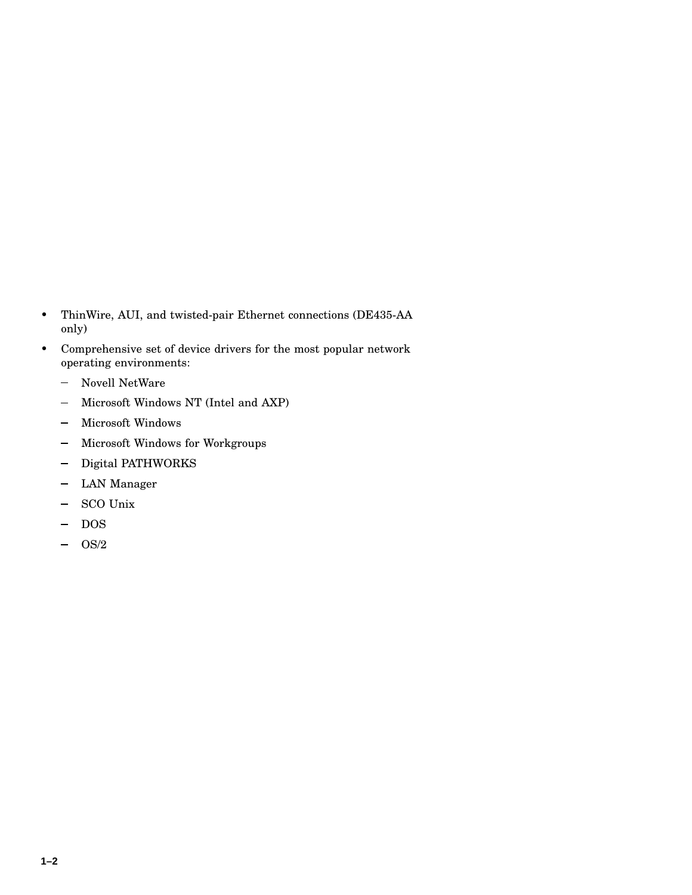- ThinWire, AUI, and twisted-pair Ethernet connections (DE435-AA only)
- Comprehensive set of device drivers for the most popular network operating environments:
  - Novell NetWare
  - Microsoft Windows NT (Intel and AXP)
  - Microsoft Windows
  - Microsoft Windows for Workgroups
  - Digital PATHWORKS
  - LAN Manager
  - SCO Unix
  - DOS
  - OS/2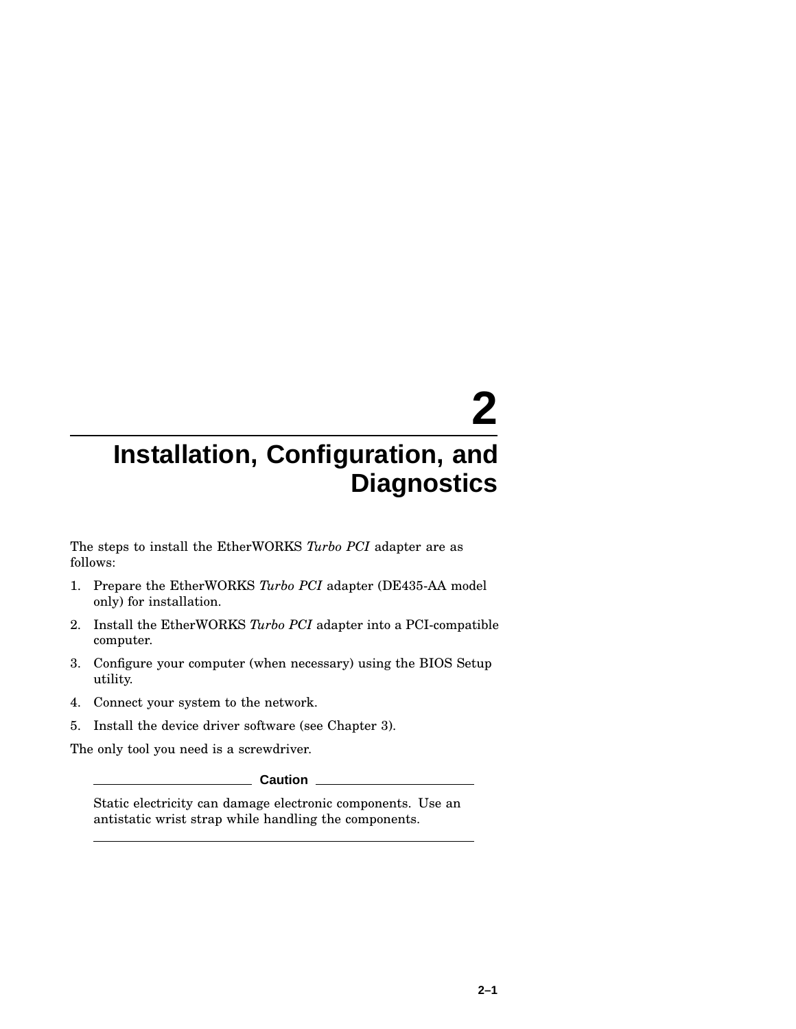# 2 Installation, Configuration, and Diagnostics

The steps to install the EtherWORKS *Turbo PCI* adapter are as follows:

1. Prepare the EtherWORKS *Turbo PCI* adapter (DE435-AA model only) for installation.
2. Install the EtherWORKS *Turbo PCI* adapter into a PCI-compatible computer.
3. Configure your computer (when necessary) using the BIOS Setup utility.
4. Connect your system to the network.
5. Install the device driver software (see Chapter 3).

The only tool you need is a screwdriver.

**Caution**

Static electricity can damage electronic components. Use an antistatic wrist strap while handling the components.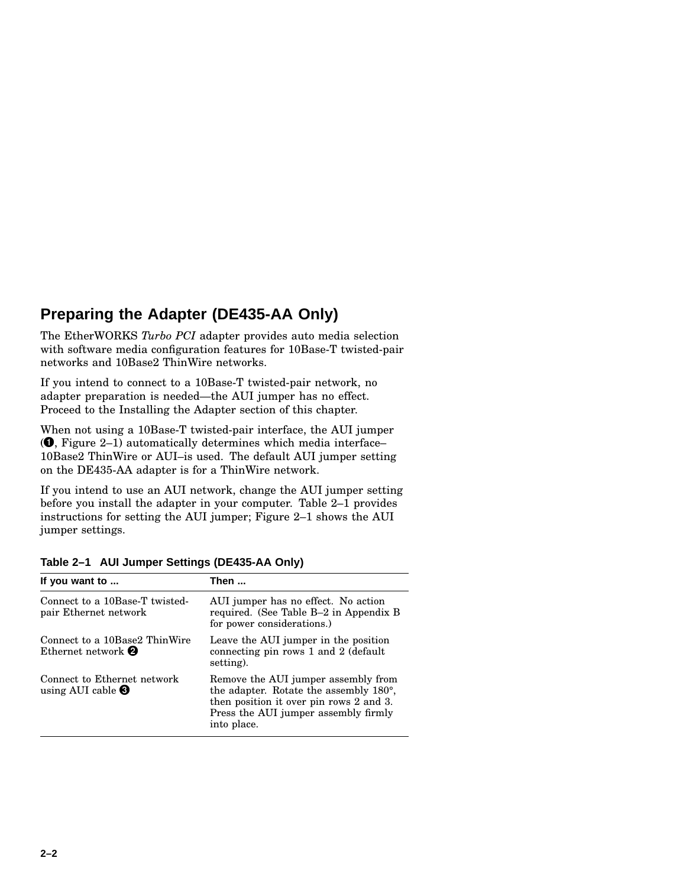## Preparing the Adapter (DE435-AA Only)

The EtherWORKS *Turbo PCI* adapter provides auto media selection with software media configuration features for 10Base-T twisted-pair networks and 10Base2 ThinWire networks.

If you intend to connect to a 10Base-T twisted-pair network, no adapter preparation is needed—the AUI jumper has no effect. Proceed to the Installing the Adapter section of this chapter.

When not using a 10Base-T twisted-pair interface, the AUI jumper (❶, Figure 2–1) automatically determines which media interface–10Base2 ThinWire or AUI–is used. The default AUI jumper setting on the DE435-AA adapter is for a ThinWire network.

If you intend to use an AUI network, change the AUI jumper setting before you install the adapter in your computer. Table 2–1 provides instructions for setting the AUI jumper; Figure 2–1 shows the AUI jumper settings.

**Table 2–1 AUI Jumper Settings (DE435-AA Only)**

| If you want to ... | Then ... |
|---|---|
| Connect to a 10Base-T twisted-pair Ethernet network | AUI jumper has no effect. No action required. (See Table B–2 in Appendix B for power considerations.) |
| Connect to a 10Base2 ThinWire Ethernet network ❷ | Leave the AUI jumper in the position connecting pin rows 1 and 2 (default setting). |
| Connect to Ethernet network using AUI cable ❸ | Remove the AUI jumper assembly from the adapter. Rotate the assembly 180°, then position it over pin rows 2 and 3. Press the AUI jumper assembly firmly into place. |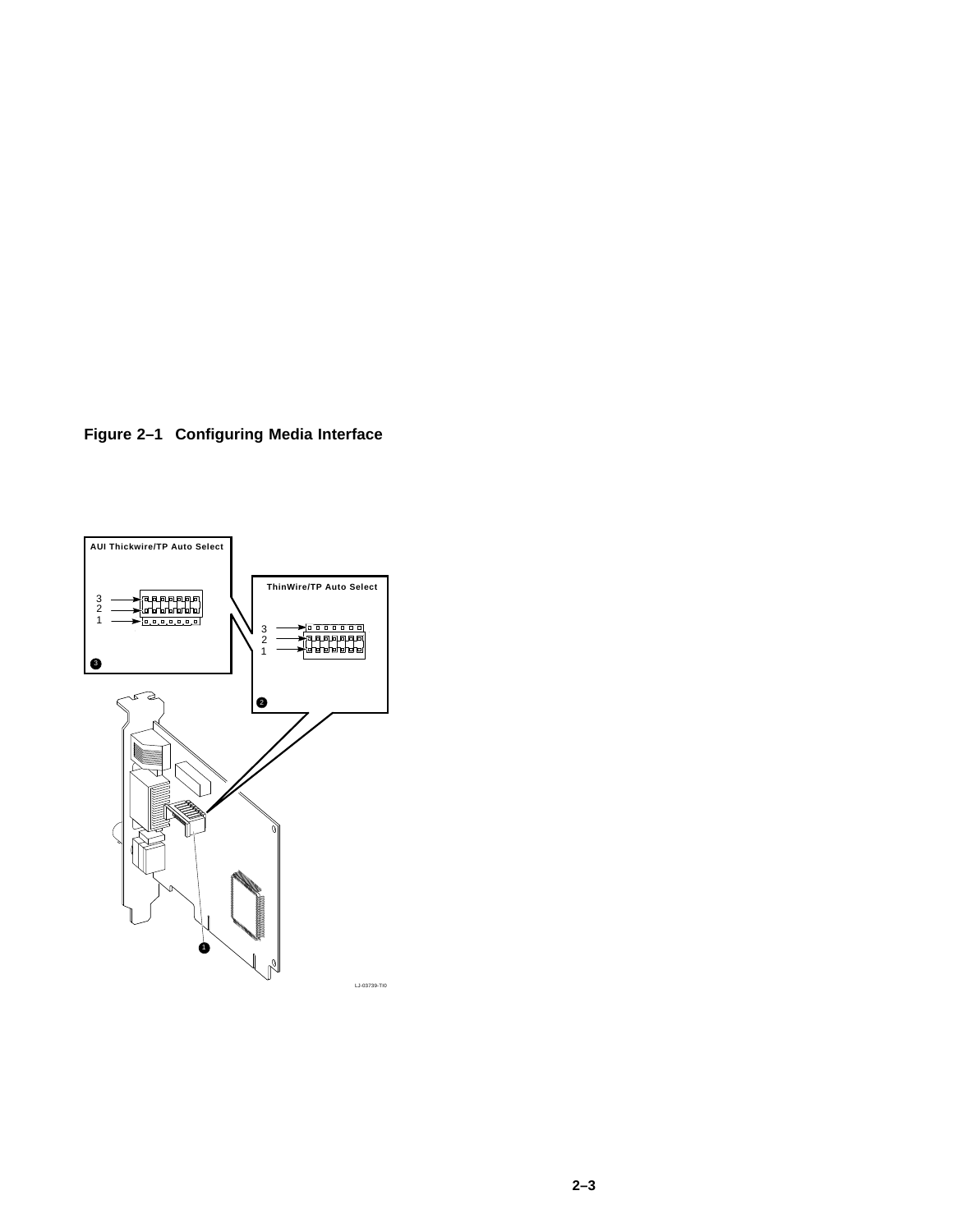**Figure 2–1 Configuring Media Interface**

AUI Thickwire/TP Auto Select

3
2
1

3

ThinWire/TP Auto Select

3
2
1

2

1

LJ-03739-TI0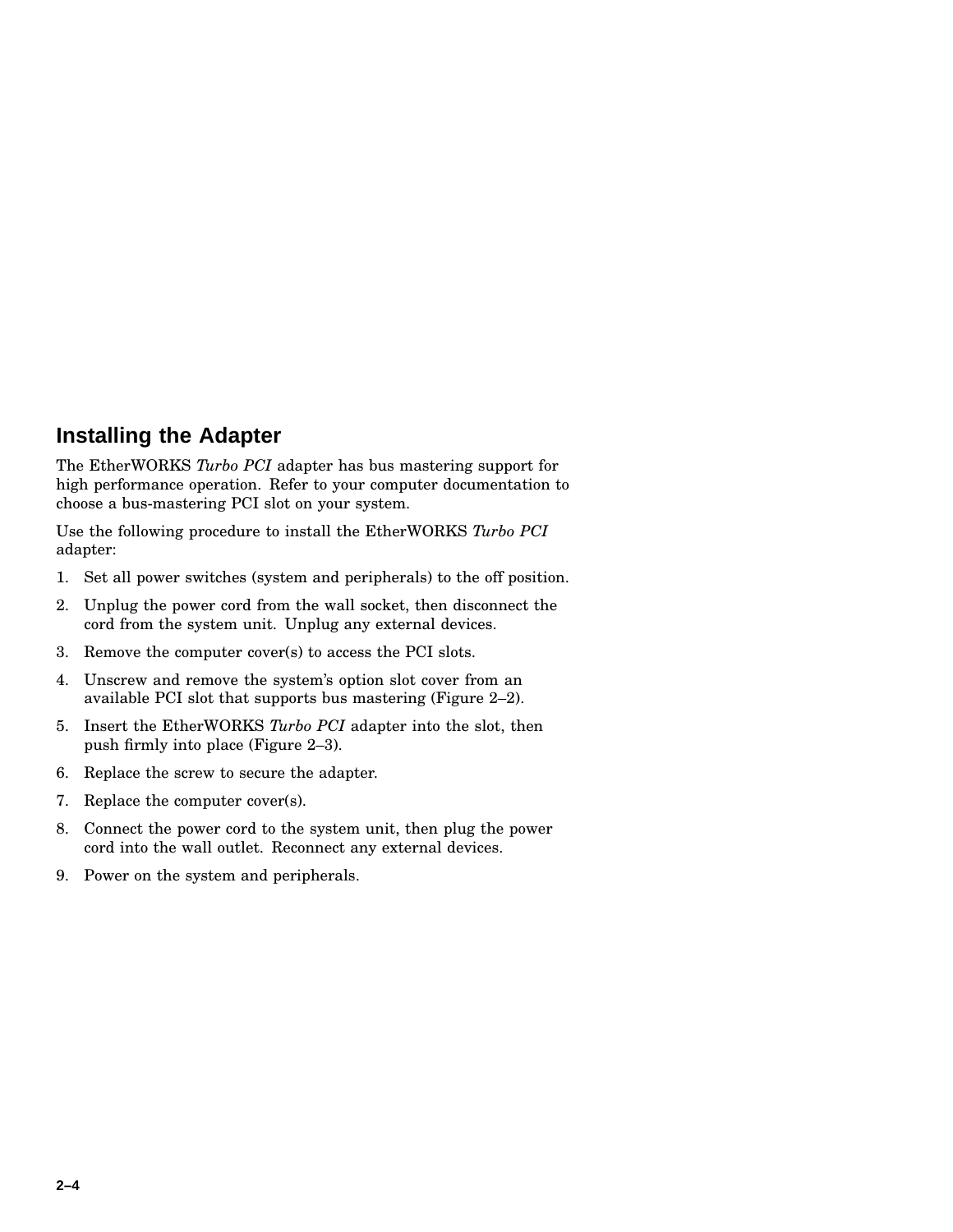## Installing the Adapter

The EtherWORKS *Turbo PCI* adapter has bus mastering support for high performance operation. Refer to your computer documentation to choose a bus-mastering PCI slot on your system.

Use the following procedure to install the EtherWORKS *Turbo PCI* adapter:

1. Set all power switches (system and peripherals) to the off position.
2. Unplug the power cord from the wall socket, then disconnect the cord from the system unit. Unplug any external devices.
3. Remove the computer cover(s) to access the PCI slots.
4. Unscrew and remove the system's option slot cover from an available PCI slot that supports bus mastering (Figure 2–2).
5. Insert the EtherWORKS *Turbo PCI* adapter into the slot, then push firmly into place (Figure 2–3).
6. Replace the screw to secure the adapter.
7. Replace the computer cover(s).
8. Connect the power cord to the system unit, then plug the power cord into the wall outlet. Reconnect any external devices.
9. Power on the system and peripherals.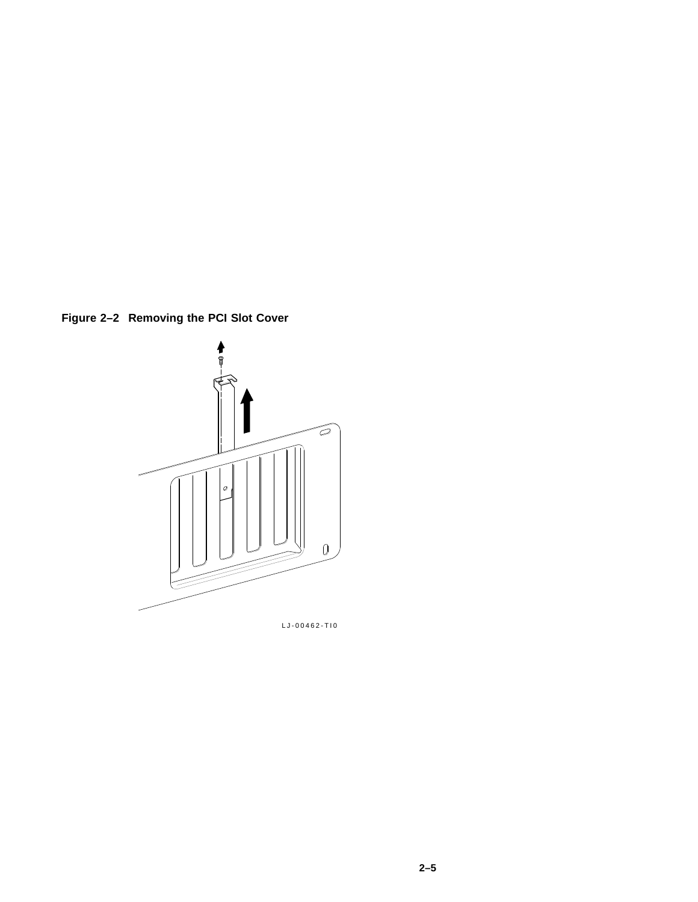**Figure 2–2 Removing the PCI Slot Cover**

LJ-00462-TI0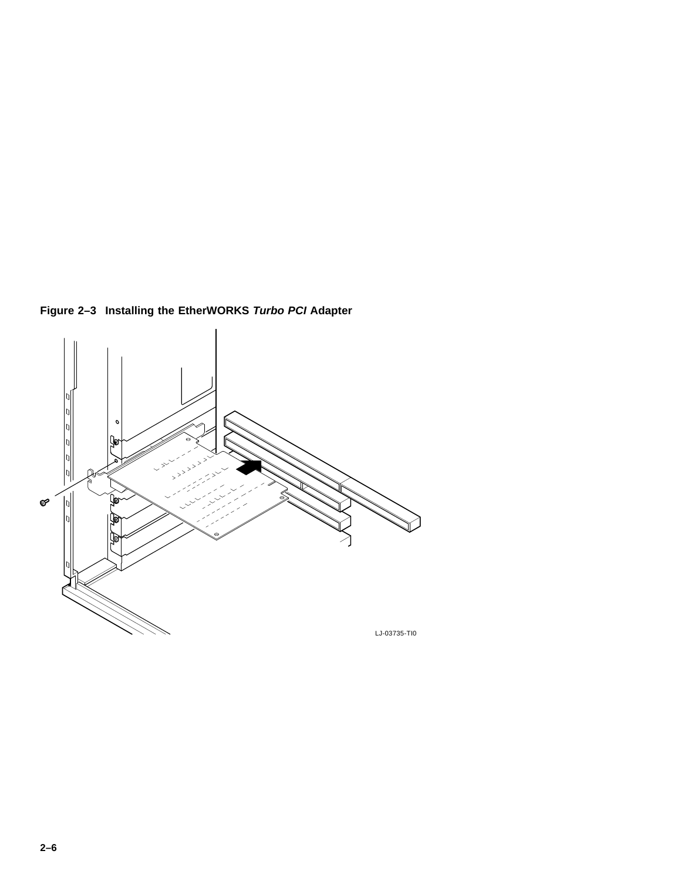**Figure 2–3 Installing the EtherWORKS *Turbo PCI* Adapter**

LJ-03735-TI0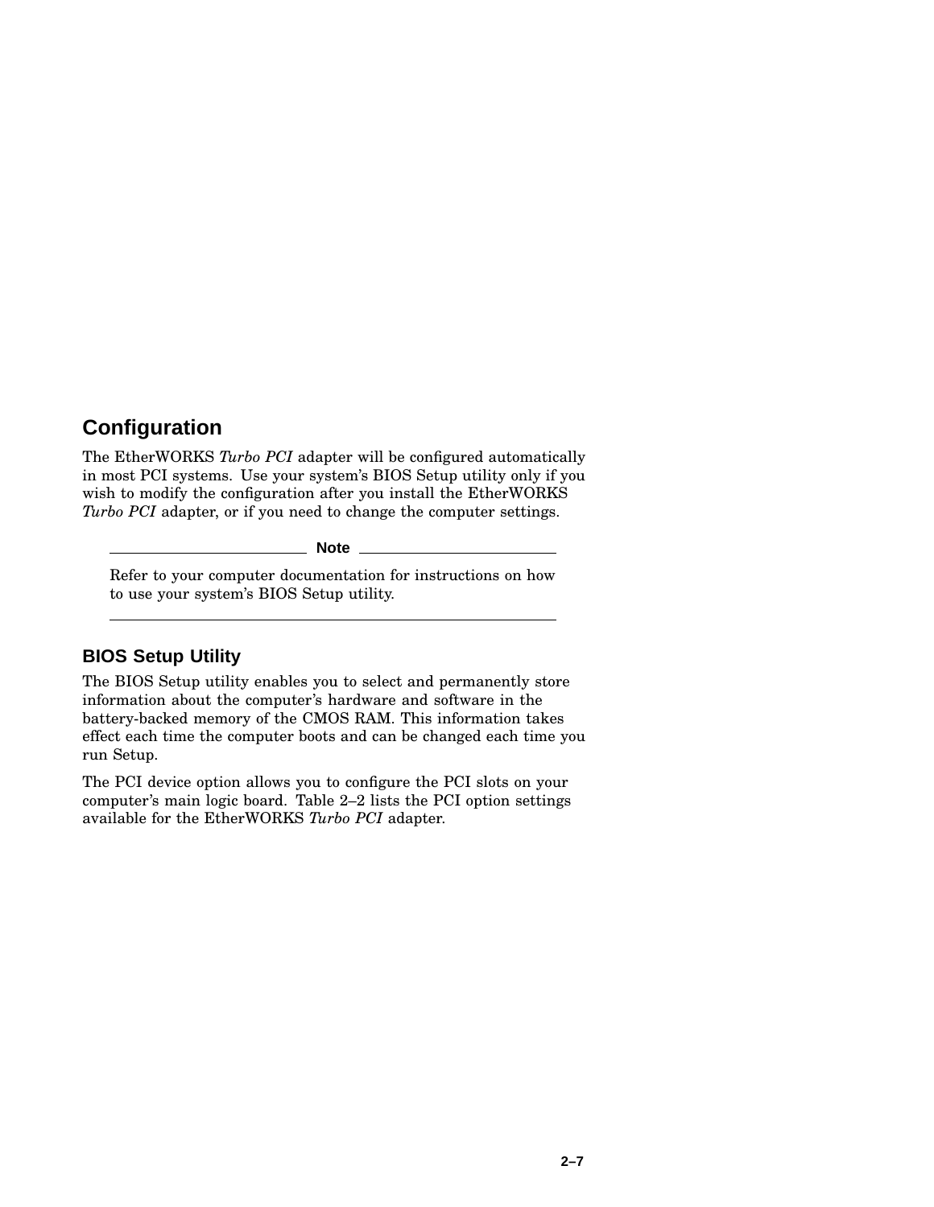## Configuration

The EtherWORKS *Turbo PCI* adapter will be configured automatically in most PCI systems. Use your system's BIOS Setup utility only if you wish to modify the configuration after you install the EtherWORKS *Turbo PCI* adapter, or if you need to change the computer settings.

---

**Note**

Refer to your computer documentation for instructions on how to use your system's BIOS Setup utility.

---

### BIOS Setup Utility

The BIOS Setup utility enables you to select and permanently store information about the computer's hardware and software in the battery-backed memory of the CMOS RAM. This information takes effect each time the computer boots and can be changed each time you run Setup.

The PCI device option allows you to configure the PCI slots on your computer's main logic board. Table 2–2 lists the PCI option settings available for the EtherWORKS *Turbo PCI* adapter.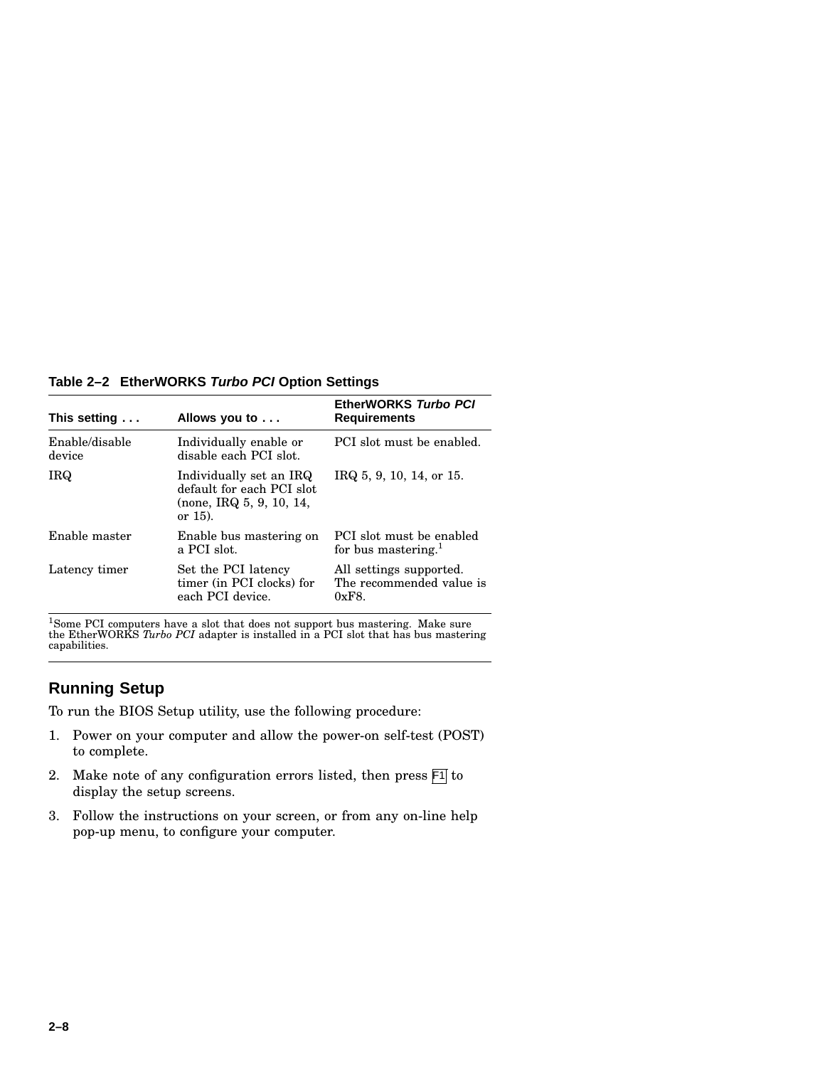**Table 2–2 EtherWORKS *Turbo PCI* Option Settings**

| This setting . . . | Allows you to . . . | EtherWORKS *Turbo PCI* Requirements |
|---|---|---|
| Enable/disable device | Individually enable or disable each PCI slot. | PCI slot must be enabled. |
| IRQ | Individually set an IRQ default for each PCI slot (none, IRQ 5, 9, 10, 14, or 15). | IRQ 5, 9, 10, 14, or 15. |
| Enable master | Enable bus mastering on a PCI slot. | PCI slot must be enabled for bus mastering.[1] |
| Latency timer | Set the PCI latency timer (in PCI clocks) for each PCI device. | All settings supported. The recommended value is 0xF8. |

[1]Some PCI computers have a slot that does not support bus mastering. Make sure the EtherWORKS *Turbo PCI* adapter is installed in a PCI slot that has bus mastering capabilities.

## Running Setup

To run the BIOS Setup utility, use the following procedure:

1. Power on your computer and allow the power-on self-test (POST) to complete.
2. Make note of any configuration errors listed, then press F1 to display the setup screens.
3. Follow the instructions on your screen, or from any on-line help pop-up menu, to configure your computer.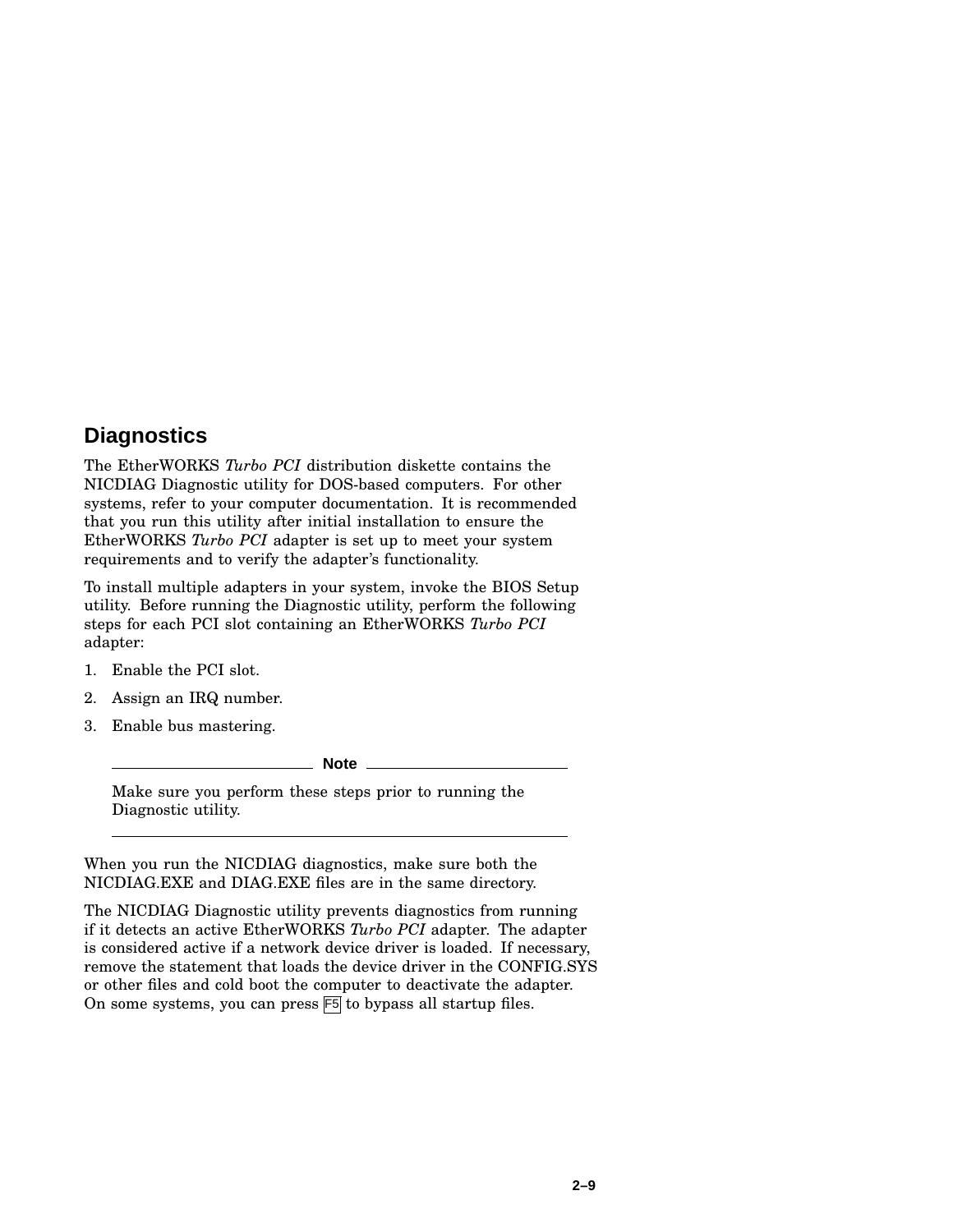## Diagnostics

The EtherWORKS *Turbo PCI* distribution diskette contains the NICDIAG Diagnostic utility for DOS-based computers. For other systems, refer to your computer documentation. It is recommended that you run this utility after initial installation to ensure the EtherWORKS *Turbo PCI* adapter is set up to meet your system requirements and to verify the adapter's functionality.

To install multiple adapters in your system, invoke the BIOS Setup utility. Before running the Diagnostic utility, perform the following steps for each PCI slot containing an EtherWORKS *Turbo PCI* adapter:

1. Enable the PCI slot.
2. Assign an IRQ number.
3. Enable bus mastering.

---

**Note**

Make sure you perform these steps prior to running the Diagnostic utility.

---

When you run the NICDIAG diagnostics, make sure both the NICDIAG.EXE and DIAG.EXE files are in the same directory.

The NICDIAG Diagnostic utility prevents diagnostics from running if it detects an active EtherWORKS *Turbo PCI* adapter. The adapter is considered active if a network device driver is loaded. If necessary, remove the statement that loads the device driver in the CONFIG.SYS or other files and cold boot the computer to deactivate the adapter. On some systems, you can press F5 to bypass all startup files.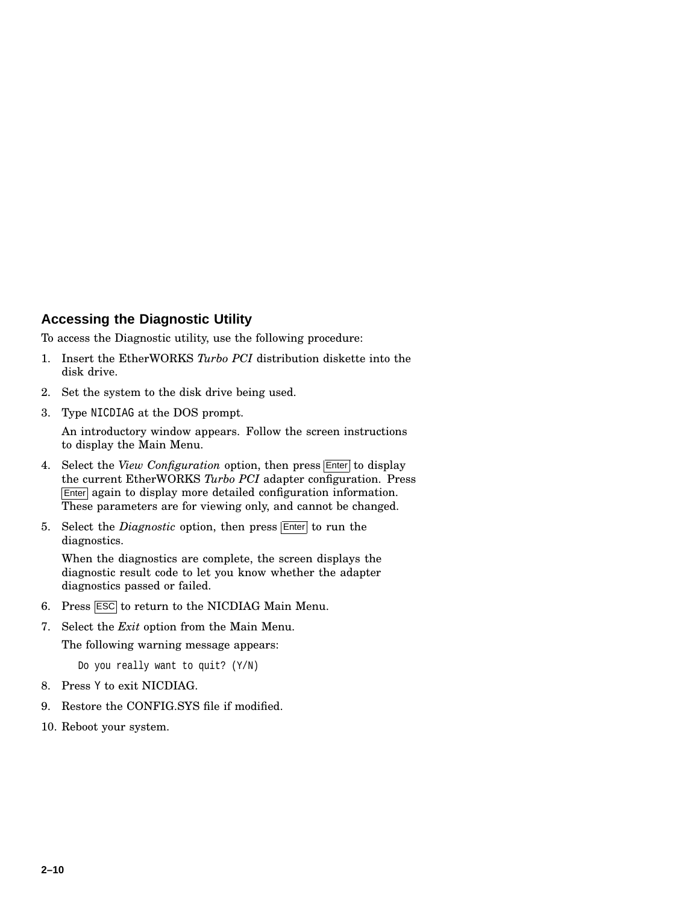## Accessing the Diagnostic Utility

To access the Diagnostic utility, use the following procedure:

1. Insert the EtherWORKS *Turbo PCI* distribution diskette into the disk drive.
2. Set the system to the disk drive being used.
3. Type `NICDIAG` at the DOS prompt.

   An introductory window appears. Follow the screen instructions to display the Main Menu.

4. Select the *View Configuration* option, then press Enter to display the current EtherWORKS *Turbo PCI* adapter configuration. Press Enter again to display more detailed configuration information. These parameters are for viewing only, and cannot be changed.
5. Select the *Diagnostic* option, then press Enter to run the diagnostics.

   When the diagnostics are complete, the screen displays the diagnostic result code to let you know whether the adapter diagnostics passed or failed.

6. Press ESC to return to the NICDIAG Main Menu.
7. Select the *Exit* option from the Main Menu.

   The following warning message appears:

   ```
   Do you really want to quit? (Y/N)
   ```

8. Press `Y` to exit NICDIAG.
9. Restore the CONFIG.SYS file if modified.
10. Reboot your system.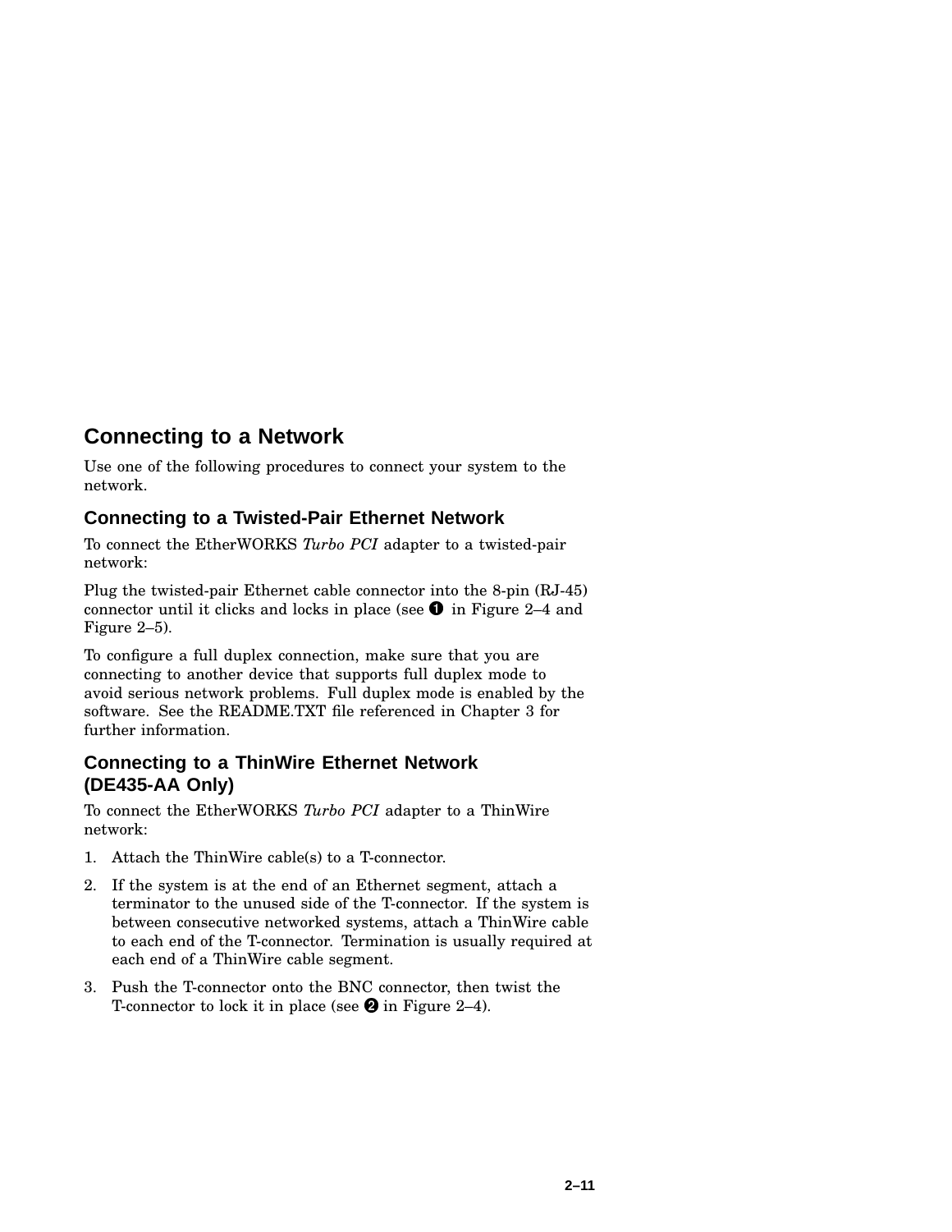## Connecting to a Network

Use one of the following procedures to connect your system to the network.

### Connecting to a Twisted-Pair Ethernet Network

To connect the EtherWORKS *Turbo PCI* adapter to a twisted-pair network:

Plug the twisted-pair Ethernet cable connector into the 8-pin (RJ-45) connector until it clicks and locks in place (see ❶ in Figure 2–4 and Figure 2–5).

To configure a full duplex connection, make sure that you are connecting to another device that supports full duplex mode to avoid serious network problems. Full duplex mode is enabled by the software. See the README.TXT file referenced in Chapter 3 for further information.

### Connecting to a ThinWire Ethernet Network (DE435-AA Only)

To connect the EtherWORKS *Turbo PCI* adapter to a ThinWire network:

1. Attach the ThinWire cable(s) to a T-connector.
2. If the system is at the end of an Ethernet segment, attach a terminator to the unused side of the T-connector. If the system is between consecutive networked systems, attach a ThinWire cable to each end of the T-connector. Termination is usually required at each end of a ThinWire cable segment.
3. Push the T-connector onto the BNC connector, then twist the T-connector to lock it in place (see ❷ in Figure 2–4).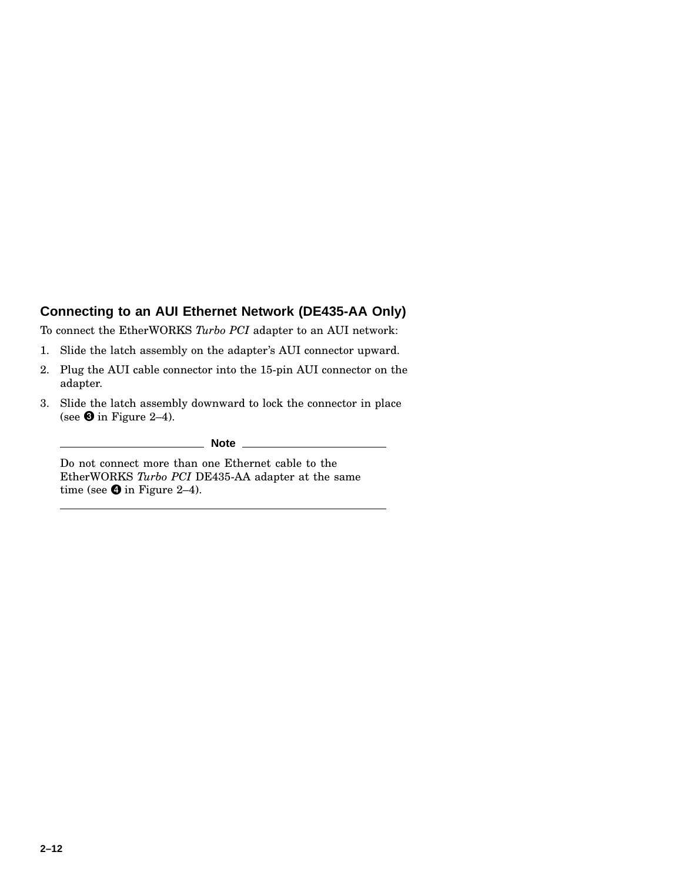### Connecting to an AUI Ethernet Network (DE435-AA Only)

To connect the EtherWORKS *Turbo PCI* adapter to an AUI network:

1. Slide the latch assembly on the adapter's AUI connector upward.
2. Plug the AUI cable connector into the 15-pin AUI connector on the adapter.
3. Slide the latch assembly downward to lock the connector in place (see ❸ in Figure 2–4).

---

**Note**

Do not connect more than one Ethernet cable to the EtherWORKS *Turbo PCI* DE435-AA adapter at the same time (see ❹ in Figure 2–4).

---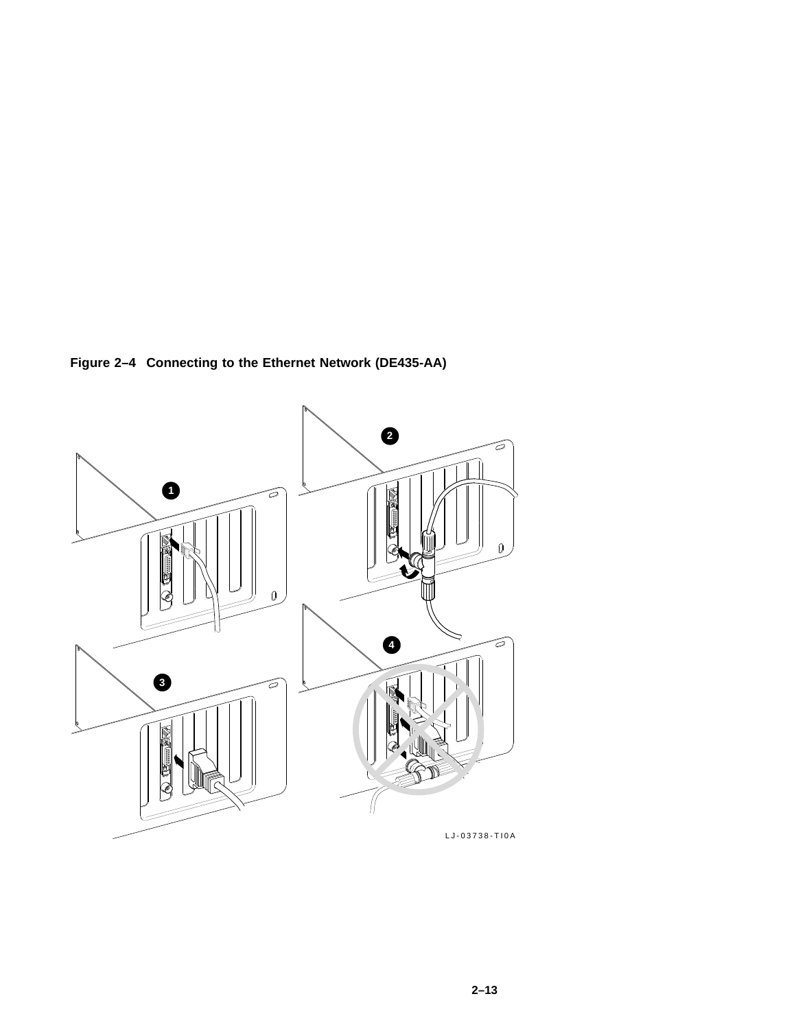**Figure 2–4 Connecting to the Ethernet Network (DE435-AA)**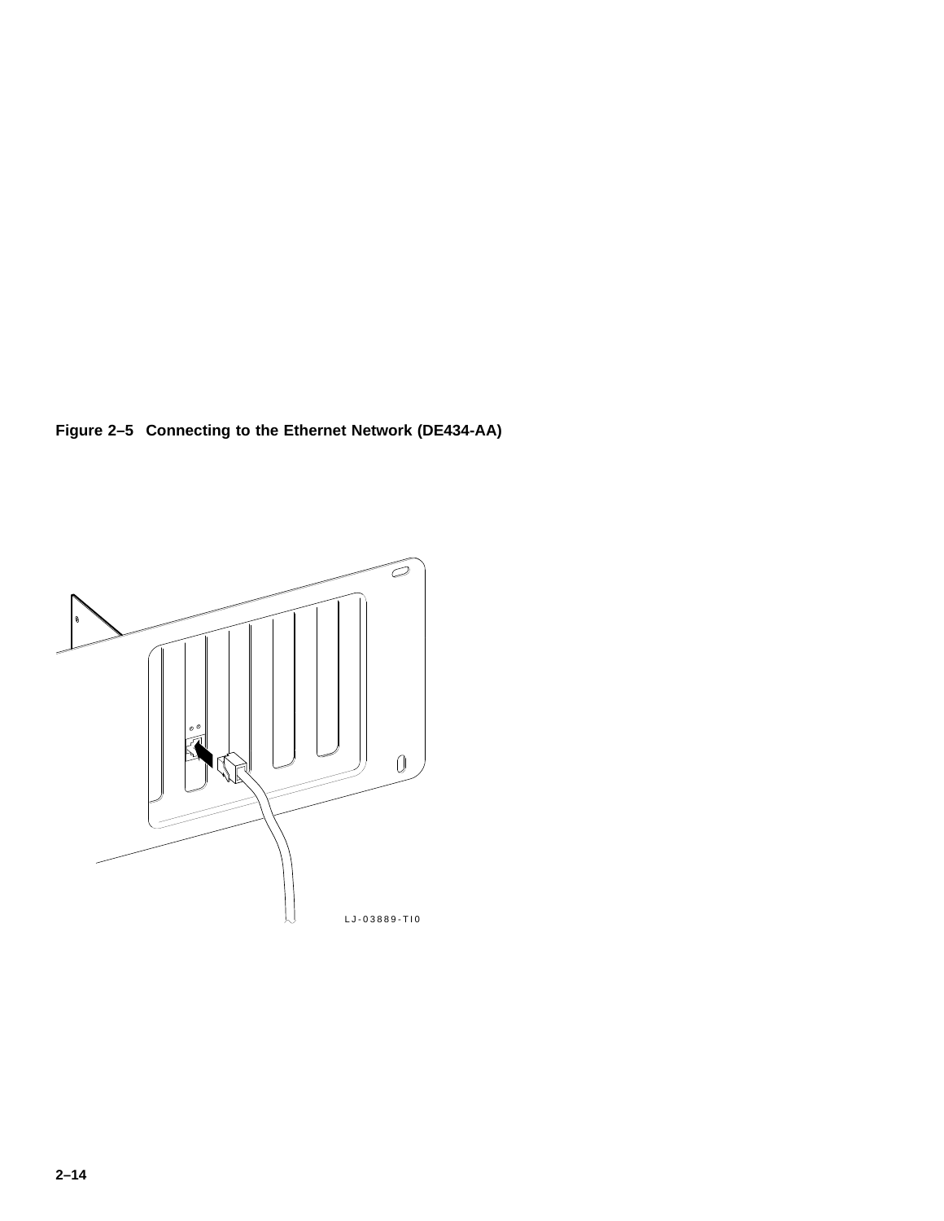**Figure 2–5 Connecting to the Ethernet Network (DE434-AA)**

LJ-03889-TI0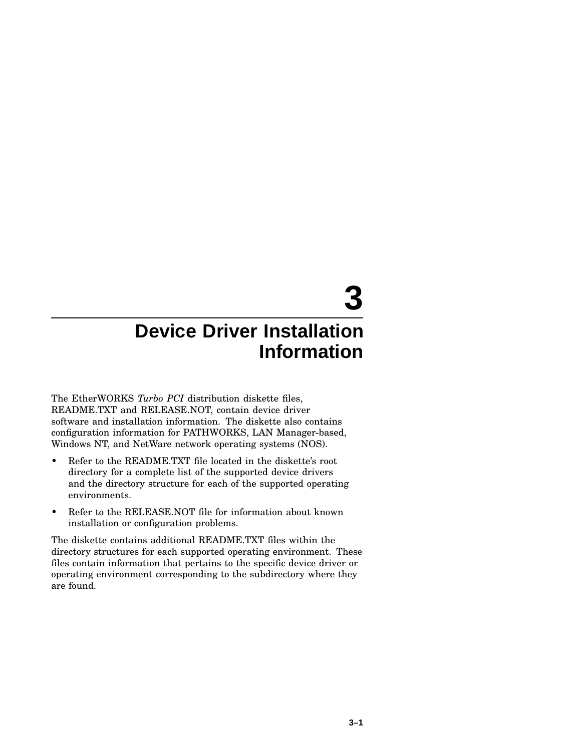# 3 Device Driver Installation Information

The EtherWORKS *Turbo PCI* distribution diskette files, README.TXT and RELEASE.NOT, contain device driver software and installation information. The diskette also contains configuration information for PATHWORKS, LAN Manager-based, Windows NT, and NetWare network operating systems (NOS).

- Refer to the README.TXT file located in the diskette's root directory for a complete list of the supported device drivers and the directory structure for each of the supported operating environments.
- Refer to the RELEASE.NOT file for information about known installation or configuration problems.

The diskette contains additional README.TXT files within the directory structures for each supported operating environment. These files contain information that pertains to the specific device driver or operating environment corresponding to the subdirectory where they are found.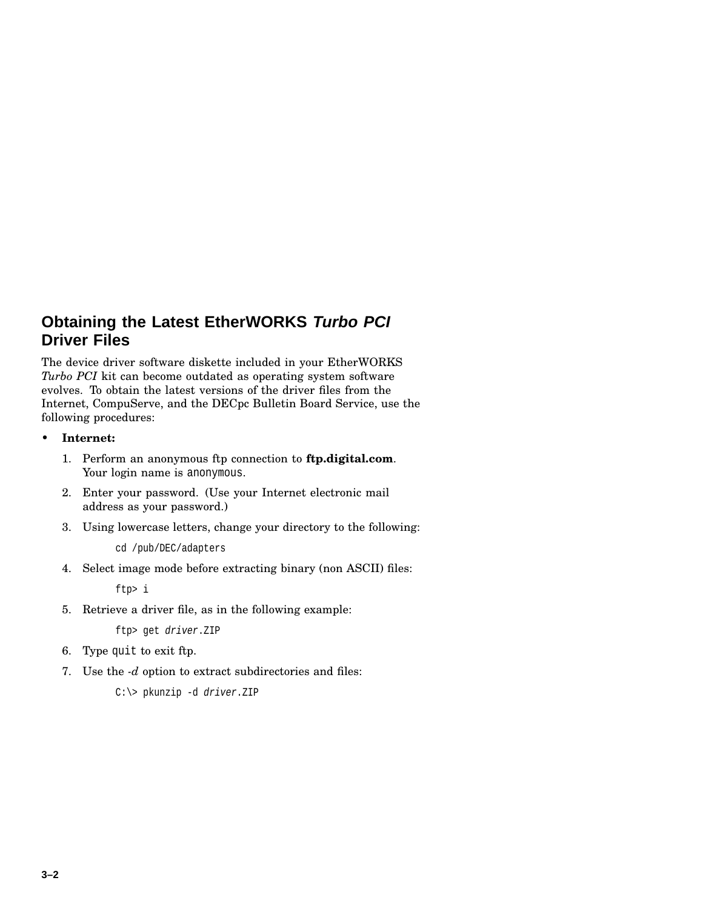## Obtaining the Latest EtherWORKS *Turbo PCI* Driver Files

The device driver software diskette included in your EtherWORKS *Turbo PCI* kit can become outdated as operating system software evolves. To obtain the latest versions of the driver files from the Internet, CompuServe, and the DECpc Bulletin Board Service, use the following procedures:

- **Internet:**

  1. Perform an anonymous ftp connection to **ftp.digital.com**. Your login name is `anonymous`.
  2. Enter your password. (Use your Internet electronic mail address as your password.)
  3. Using lowercase letters, change your directory to the following:

     ```
     cd /pub/DEC/adapters
     ```

  4. Select image mode before extracting binary (non ASCII) files:

     ```
     ftp> i
     ```

  5. Retrieve a driver file, as in the following example:

     ```
     ftp> get driver.ZIP
     ```

  6. Type `quit` to exit ftp.
  7. Use the *-d* option to extract subdirectories and files:

     ```
     C:\> pkunzip -d driver.ZIP
     ```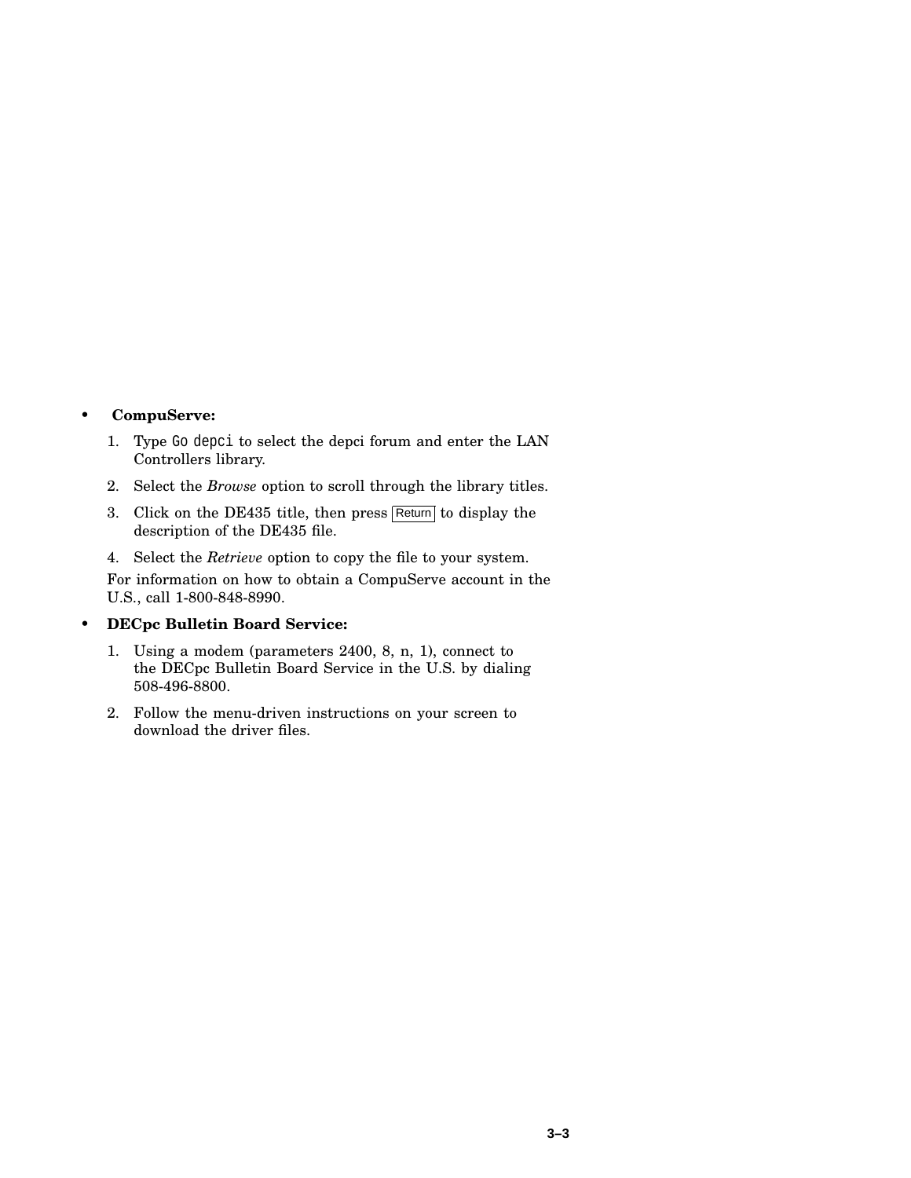- **CompuServe:**

  1. Type `Go depci` to select the depci forum and enter the LAN Controllers library.
  2. Select the *Browse* option to scroll through the library titles.
  3. Click on the DE435 title, then press Return to display the description of the DE435 file.
  4. Select the *Retrieve* option to copy the file to your system.

  For information on how to obtain a CompuServe account in the U.S., call 1-800-848-8990.

- **DECpc Bulletin Board Service:**

  1. Using a modem (parameters 2400, 8, n, 1), connect to the DECpc Bulletin Board Service in the U.S. by dialing 508-496-8800.
  2. Follow the menu-driven instructions on your screen to download the driver files.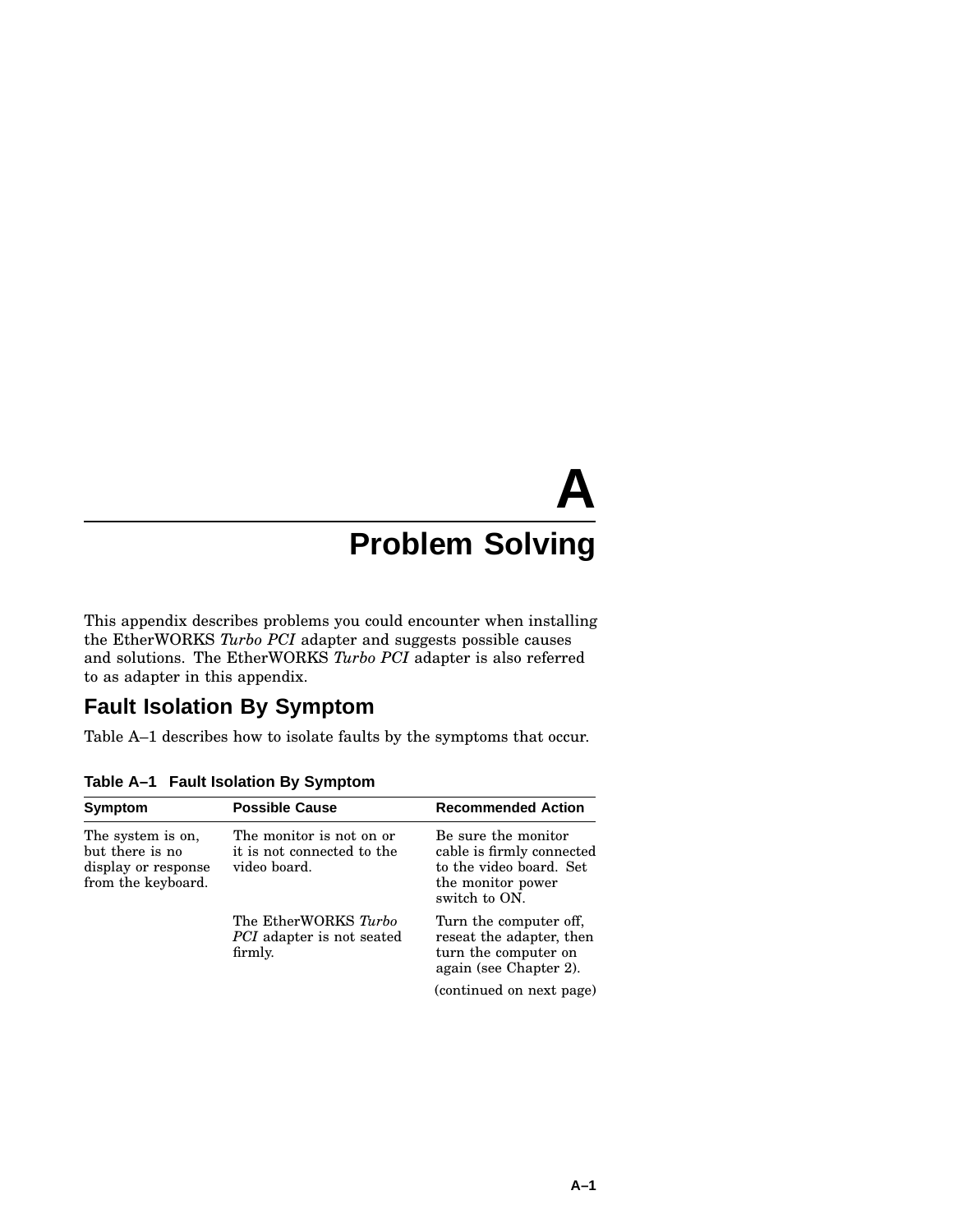# A Problem Solving

This appendix describes problems you could encounter when installing the EtherWORKS *Turbo PCI* adapter and suggests possible causes and solutions. The EtherWORKS *Turbo PCI* adapter is also referred to as adapter in this appendix.

## Fault Isolation By Symptom

Table A–1 describes how to isolate faults by the symptoms that occur.

**Table A–1 Fault Isolation By Symptom**

| Symptom | Possible Cause | Recommended Action |
|---|---|---|
| The system is on, but there is no display or response from the keyboard. | The monitor is not on or it is not connected to the video board. | Be sure the monitor cable is firmly connected to the video board. Set the monitor power switch to ON. |
| | The EtherWORKS *Turbo PCI* adapter is not seated firmly. | Turn the computer off, reseat the adapter, then turn the computer on again (see Chapter 2). |

(continued on next page)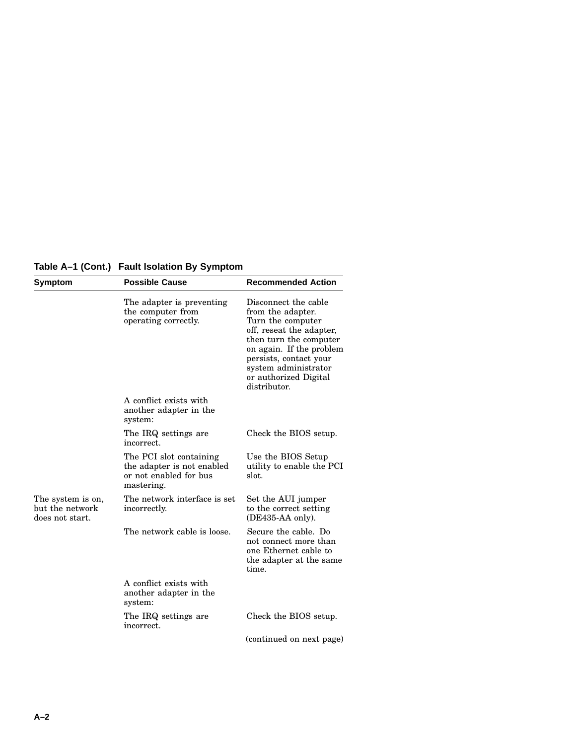**Table A–1 (Cont.) Fault Isolation By Symptom**

| Symptom | Possible Cause | Recommended Action |
|---|---|---|
| | The adapter is preventing the computer from operating correctly. | Disconnect the cable from the adapter. Turn the computer off, reseat the adapter, then turn the computer on again. If the problem persists, contact your system administrator or authorized Digital distributor. |
| | A conflict exists with another adapter in the system: | |
| | The IRQ settings are incorrect. | Check the BIOS setup. |
| | The PCI slot containing the adapter is not enabled or not enabled for bus mastering. | Use the BIOS Setup utility to enable the PCI slot. |
| The system is on, but the network does not start. | The network interface is set incorrectly. | Set the AUI jumper to the correct setting (DE435-AA only). |
| | The network cable is loose. | Secure the cable. Do not connect more than one Ethernet cable to the adapter at the same time. |
| | A conflict exists with another adapter in the system: | |
| | The IRQ settings are incorrect. | Check the BIOS setup. |

(continued on next page)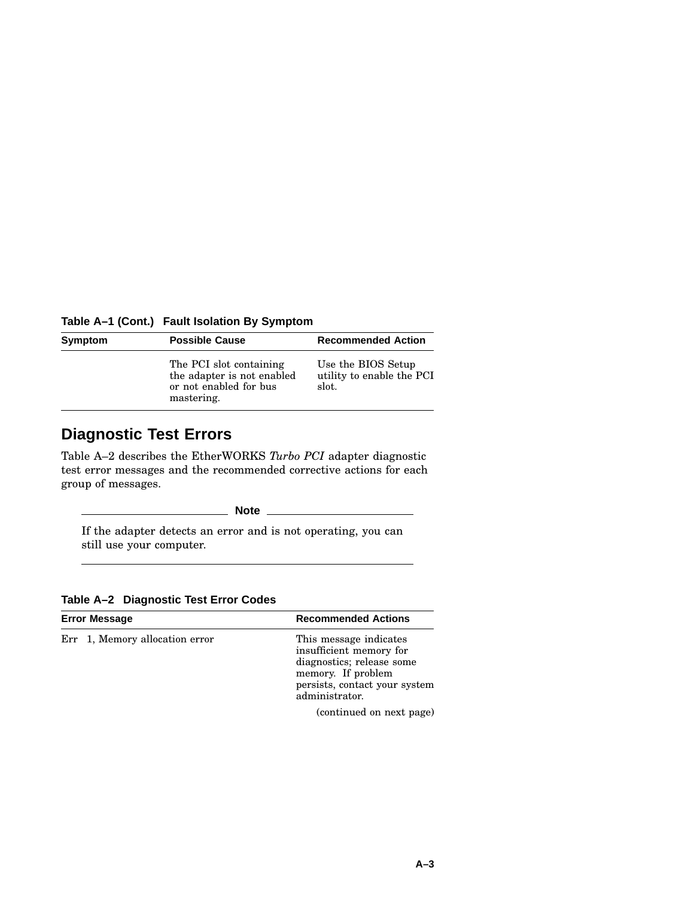**Table A–1 (Cont.) Fault Isolation By Symptom**

| Symptom | Possible Cause | Recommended Action |
|---|---|---|
| | The PCI slot containing the adapter is not enabled or not enabled for bus mastering. | Use the BIOS Setup utility to enable the PCI slot. |

## Diagnostic Test Errors

Table A–2 describes the EtherWORKS *Turbo PCI* adapter diagnostic test error messages and the recommended corrective actions for each group of messages.

**Note**

If the adapter detects an error and is not operating, you can still use your computer.

**Table A–2 Diagnostic Test Error Codes**

| Error Message | Recommended Actions |
|---|---|
| Err 1, Memory allocation error | This message indicates insufficient memory for diagnostics; release some memory. If problem persists, contact your system administrator. |

(continued on next page)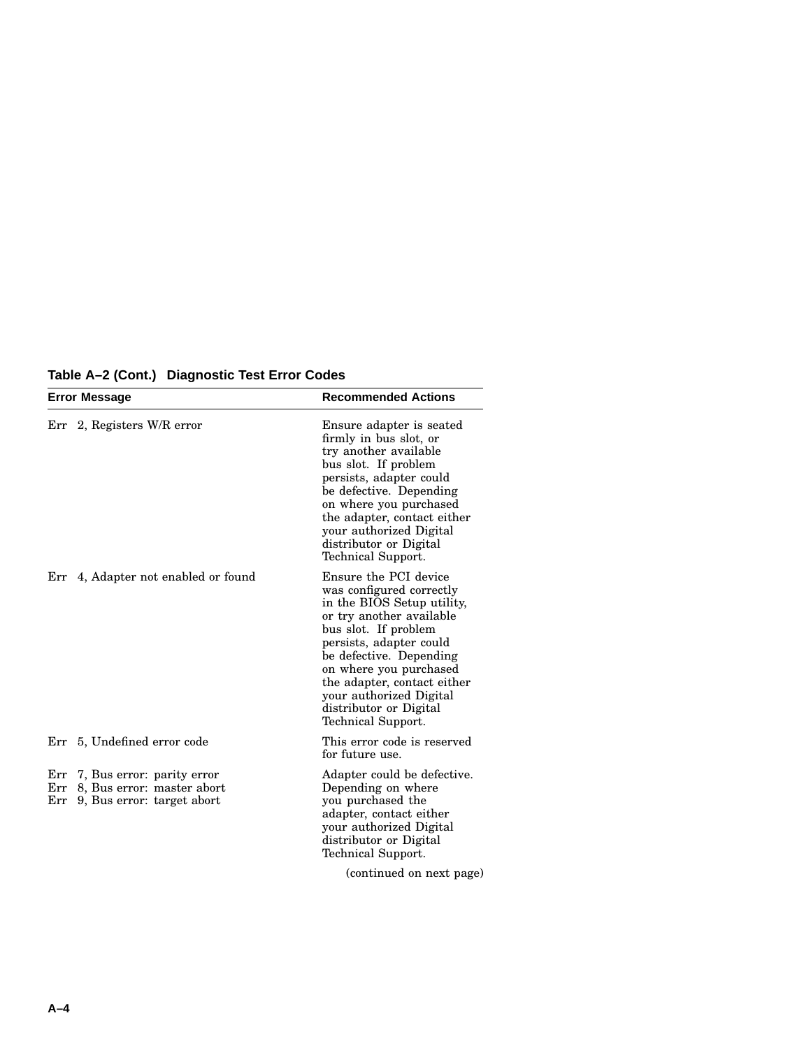**Table A–2 (Cont.) Diagnostic Test Error Codes**

| Error Message | Recommended Actions |
|---|---|
| Err 2, Registers W/R error | Ensure adapter is seated firmly in bus slot, or try another available bus slot. If problem persists, adapter could be defective. Depending on where you purchased the adapter, contact either your authorized Digital distributor or Digital Technical Support. |
| Err 4, Adapter not enabled or found | Ensure the PCI device was configured correctly in the BIOS Setup utility, or try another available bus slot. If problem persists, adapter could be defective. Depending on where you purchased the adapter, contact either your authorized Digital distributor or Digital Technical Support. |
| Err 5, Undefined error code | This error code is reserved for future use. |
| Err 7, Bus error: parity error<br>Err 8, Bus error: master abort<br>Err 9, Bus error: target abort | Adapter could be defective. Depending on where you purchased the adapter, contact either your authorized Digital distributor or Digital Technical Support. |

(continued on next page)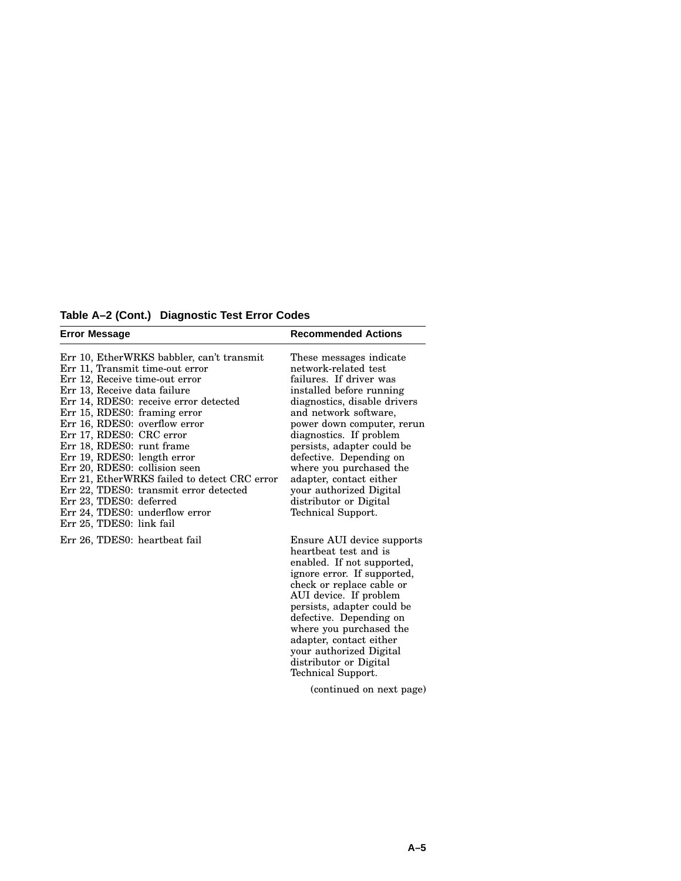**Table A–2 (Cont.) Diagnostic Test Error Codes**

| Error Message | Recommended Actions |
|---|---|
| Err 10, EtherWRKS babbler, can't transmit<br>Err 11, Transmit time-out error<br>Err 12, Receive time-out error<br>Err 13, Receive data failure<br>Err 14, RDES0: receive error detected<br>Err 15, RDES0: framing error<br>Err 16, RDES0: overflow error<br>Err 17, RDES0: CRC error<br>Err 18, RDES0: runt frame<br>Err 19, RDES0: length error<br>Err 20, RDES0: collision seen<br>Err 21, EtherWRKS failed to detect CRC error<br>Err 22, TDES0: transmit error detected<br>Err 23, TDES0: deferred<br>Err 24, TDES0: underflow error<br>Err 25, TDES0: link fail | These messages indicate network-related test failures. If driver was installed before running diagnostics, disable drivers and network software, power down computer, rerun diagnostics. If problem persists, adapter could be defective. Depending on where you purchased the adapter, contact either your authorized Digital distributor or Digital Technical Support. |
| Err 26, TDES0: heartbeat fail | Ensure AUI device supports heartbeat test and is enabled. If not supported, ignore error. If supported, check or replace cable or AUI device. If problem persists, adapter could be defective. Depending on where you purchased the adapter, contact either your authorized Digital distributor or Digital Technical Support. |

(continued on next page)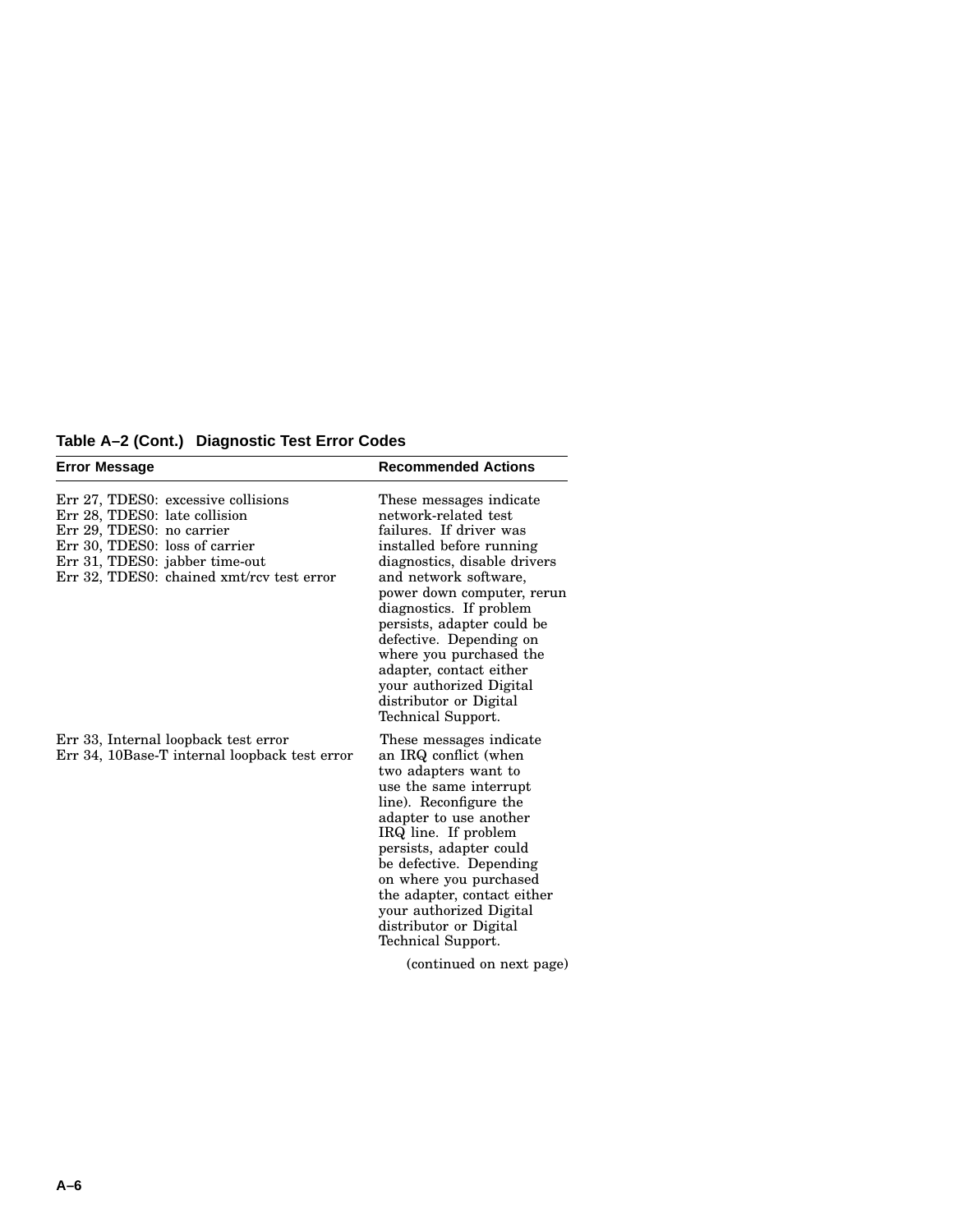**Table A–2 (Cont.) Diagnostic Test Error Codes**

| Error Message | Recommended Actions |
|---|---|
| Err 27, TDES0: excessive collisions<br>Err 28, TDES0: late collision<br>Err 29, TDES0: no carrier<br>Err 30, TDES0: loss of carrier<br>Err 31, TDES0: jabber time-out<br>Err 32, TDES0: chained xmt/rcv test error | These messages indicate network-related test failures. If driver was installed before running diagnostics, disable drivers and network software, power down computer, rerun diagnostics. If problem persists, adapter could be defective. Depending on where you purchased the adapter, contact either your authorized Digital distributor or Digital Technical Support. |
| Err 33, Internal loopback test error<br>Err 34, 10Base-T internal loopback test error | These messages indicate an IRQ conflict (when two adapters want to use the same interrupt line). Reconfigure the adapter to use another IRQ line. If problem persists, adapter could be defective. Depending on where you purchased the adapter, contact either your authorized Digital distributor or Digital Technical Support. |

(continued on next page)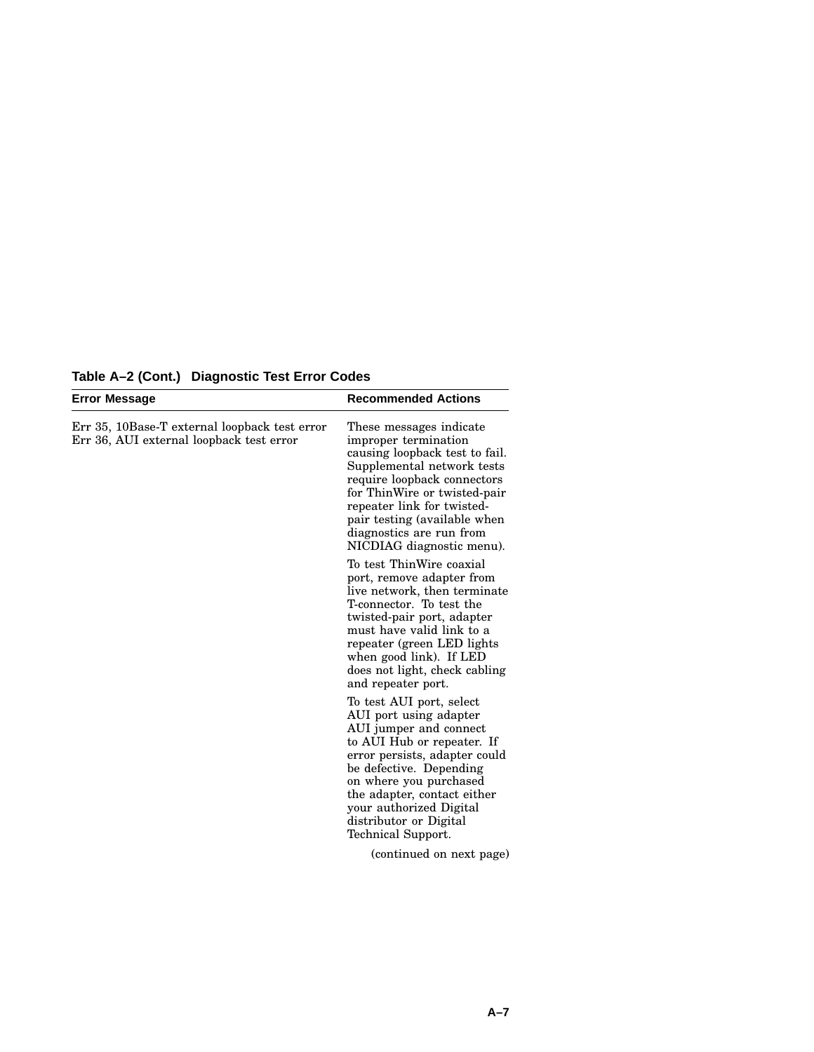**Table A–2 (Cont.) Diagnostic Test Error Codes**

| Error Message | Recommended Actions |
|---|---|
| Err 35, 10Base-T external loopback test error<br>Err 36, AUI external loopback test error | These messages indicate improper termination causing loopback test to fail. Supplemental network tests require loopback connectors for ThinWire or twisted-pair repeater link for twisted-pair testing (available when diagnostics are run from NICDIAG diagnostic menu).<br><br>To test ThinWire coaxial port, remove adapter from live network, then terminate T-connector. To test the twisted-pair port, adapter must have valid link to a repeater (green LED lights when good link). If LED does not light, check cabling and repeater port.<br><br>To test AUI port, select AUI port using adapter AUI jumper and connect to AUI Hub or repeater. If error persists, adapter could be defective. Depending on where you purchased the adapter, contact either your authorized Digital distributor or Digital Technical Support. |

(continued on next page)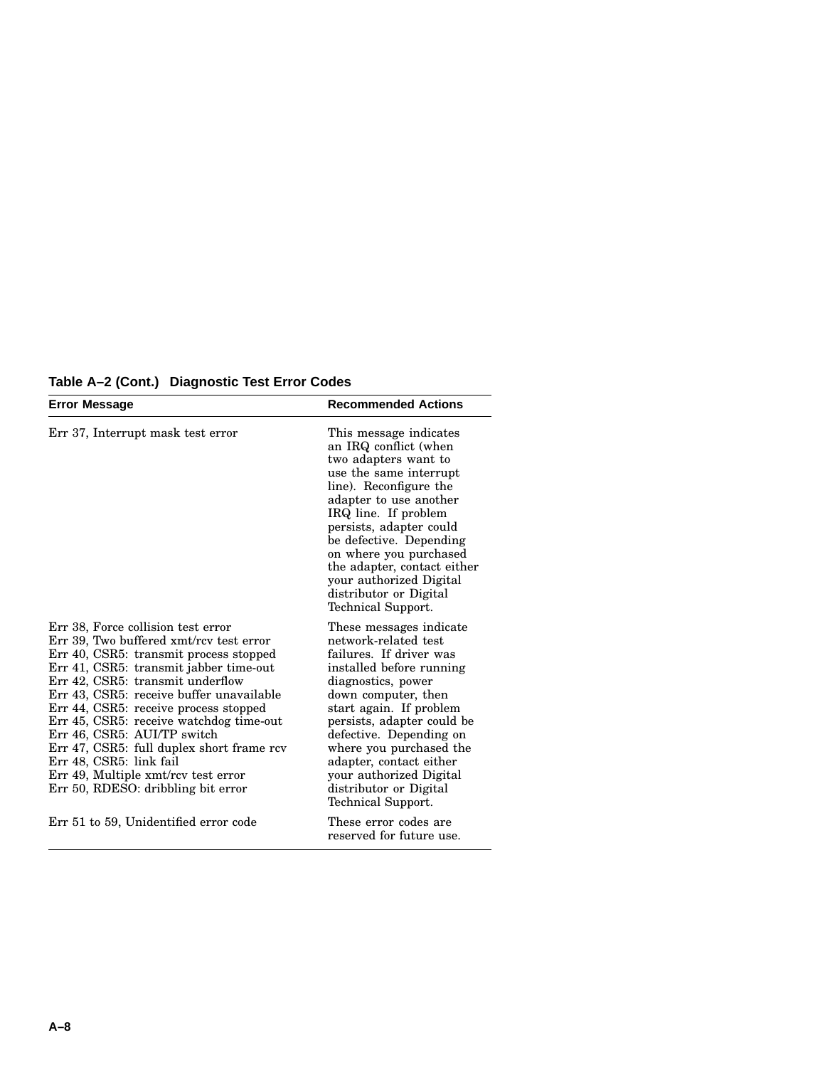**Table A–2 (Cont.) Diagnostic Test Error Codes**

| Error Message | Recommended Actions |
|---|---|
| Err 37, Interrupt mask test error | This message indicates an IRQ conflict (when two adapters want to use the same interrupt line). Reconfigure the adapter to use another IRQ line. If problem persists, adapter could be defective. Depending on where you purchased the adapter, contact either your authorized Digital distributor or Digital Technical Support. |
| Err 38, Force collision test error<br>Err 39, Two buffered xmt/rcv test error<br>Err 40, CSR5: transmit process stopped<br>Err 41, CSR5: transmit jabber time-out<br>Err 42, CSR5: transmit underflow<br>Err 43, CSR5: receive buffer unavailable<br>Err 44, CSR5: receive process stopped<br>Err 45, CSR5: receive watchdog time-out<br>Err 46, CSR5: AUI/TP switch<br>Err 47, CSR5: full duplex short frame rcv<br>Err 48, CSR5: link fail<br>Err 49, Multiple xmt/rcv test error<br>Err 50, RDESO: dribbling bit error | These messages indicate network-related test failures. If driver was installed before running diagnostics, power down computer, then start again. If problem persists, adapter could be defective. Depending on where you purchased the adapter, contact either your authorized Digital distributor or Digital Technical Support. |
| Err 51 to 59, Unidentified error code | These error codes are reserved for future use. |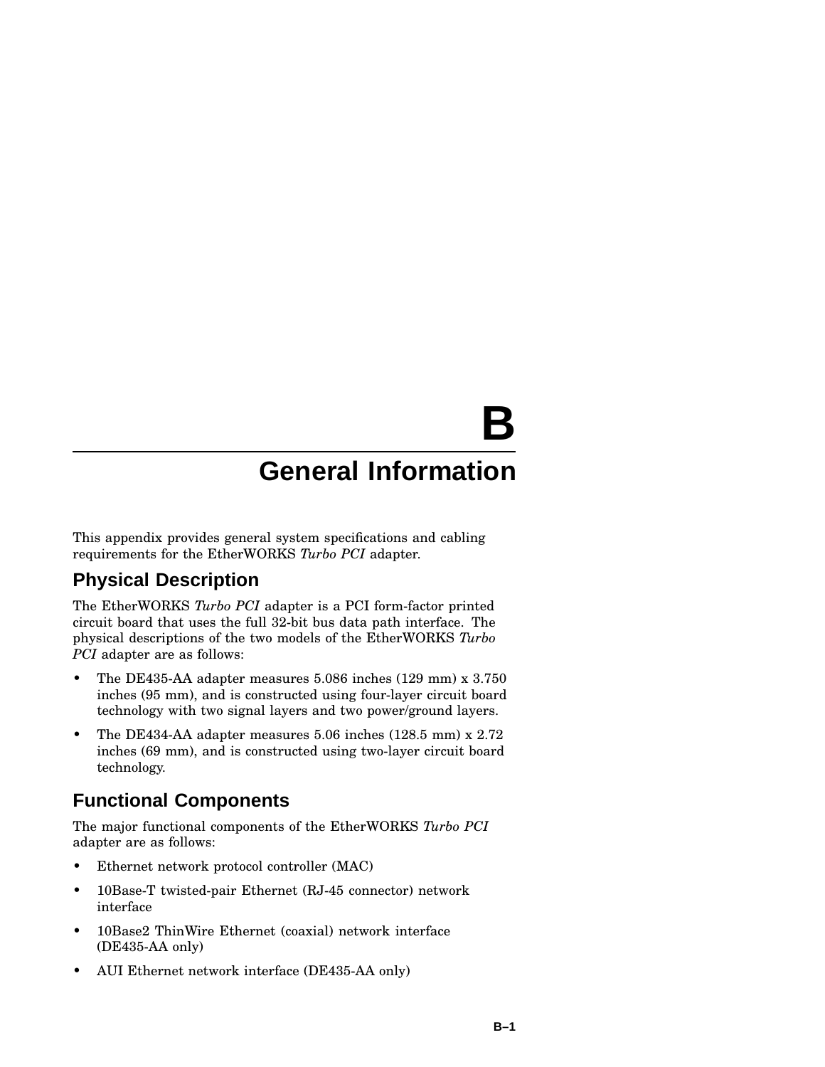# B
# General Information

This appendix provides general system specifications and cabling requirements for the EtherWORKS *Turbo PCI* adapter.

## Physical Description

The EtherWORKS *Turbo PCI* adapter is a PCI form-factor printed circuit board that uses the full 32-bit bus data path interface. The physical descriptions of the two models of the EtherWORKS *Turbo PCI* adapter are as follows:

- The DE435-AA adapter measures 5.086 inches (129 mm) x 3.750 inches (95 mm), and is constructed using four-layer circuit board technology with two signal layers and two power/ground layers.
- The DE434-AA adapter measures 5.06 inches (128.5 mm) x 2.72 inches (69 mm), and is constructed using two-layer circuit board technology.

## Functional Components

The major functional components of the EtherWORKS *Turbo PCI* adapter are as follows:

- Ethernet network protocol controller (MAC)
- 10Base-T twisted-pair Ethernet (RJ-45 connector) network interface
- 10Base2 ThinWire Ethernet (coaxial) network interface (DE435-AA only)
- AUI Ethernet network interface (DE435-AA only)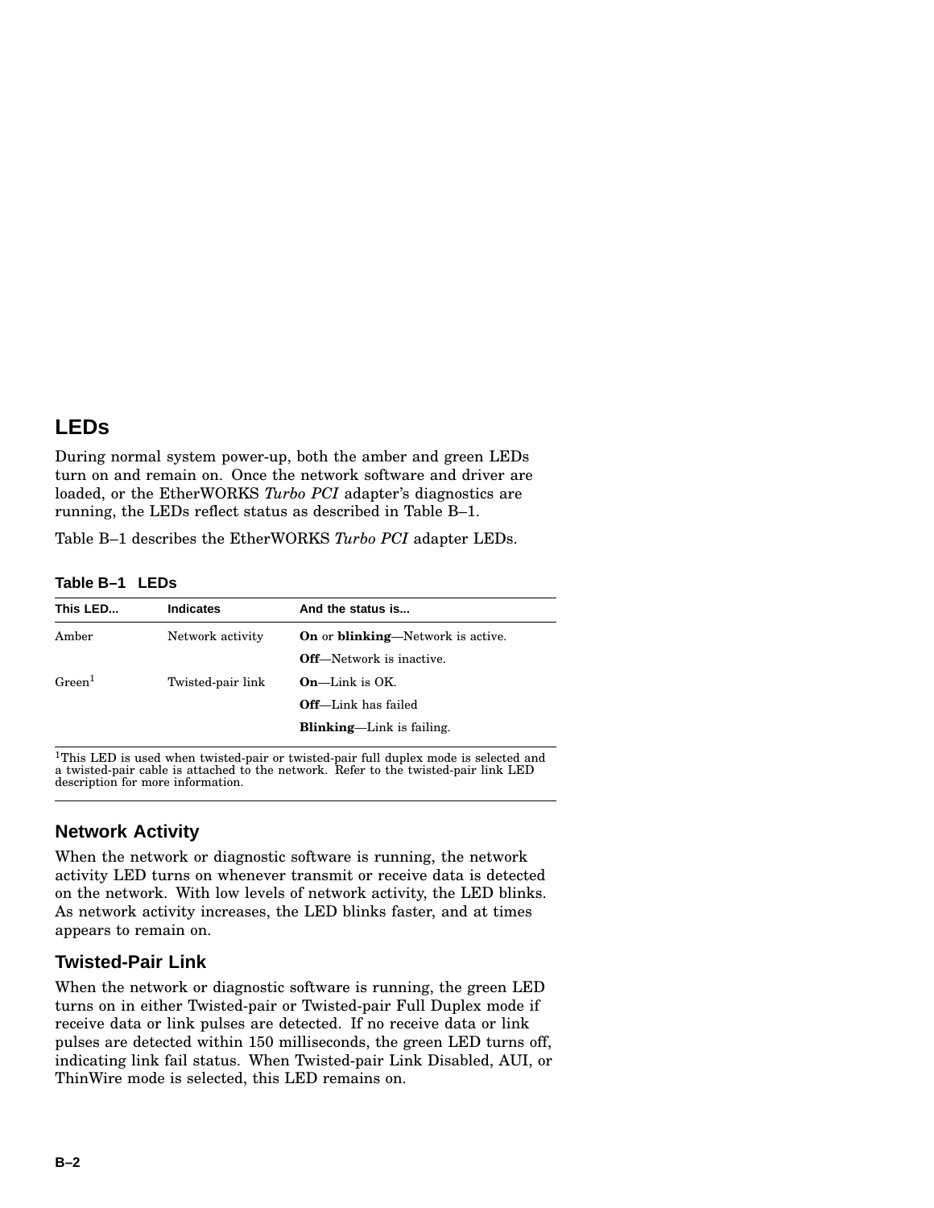## LEDs

During normal system power-up, both the amber and green LEDs turn on and remain on. Once the network software and driver are loaded, or the EtherWORKS *Turbo PCI* adapter's diagnostics are running, the LEDs reflect status as described in Table B–1.

Table B–1 describes the EtherWORKS *Turbo PCI* adapter LEDs.

**Table B–1 LEDs**

| This LED... | Indicates | And the status is... |
|---|---|---|
| Amber | Network activity | **On** or **blinking**—Network is active. |
| | | **Off**—Network is inactive. |
| Green[1] | Twisted-pair link | **On**—Link is OK. |
| | | **Off**—Link has failed |
| | | **Blinking**—Link is failing. |

[1]This LED is used when twisted-pair or twisted-pair full duplex mode is selected and a twisted-pair cable is attached to the network. Refer to the twisted-pair link LED description for more information.

### Network Activity

When the network or diagnostic software is running, the network activity LED turns on whenever transmit or receive data is detected on the network. With low levels of network activity, the LED blinks. As network activity increases, the LED blinks faster, and at times appears to remain on.

### Twisted-Pair Link

When the network or diagnostic software is running, the green LED turns on in either Twisted-pair or Twisted-pair Full Duplex mode if receive data or link pulses are detected. If no receive data or link pulses are detected within 150 milliseconds, the green LED turns off, indicating link fail status. When Twisted-pair Link Disabled, AUI, or ThinWire mode is selected, this LED remains on.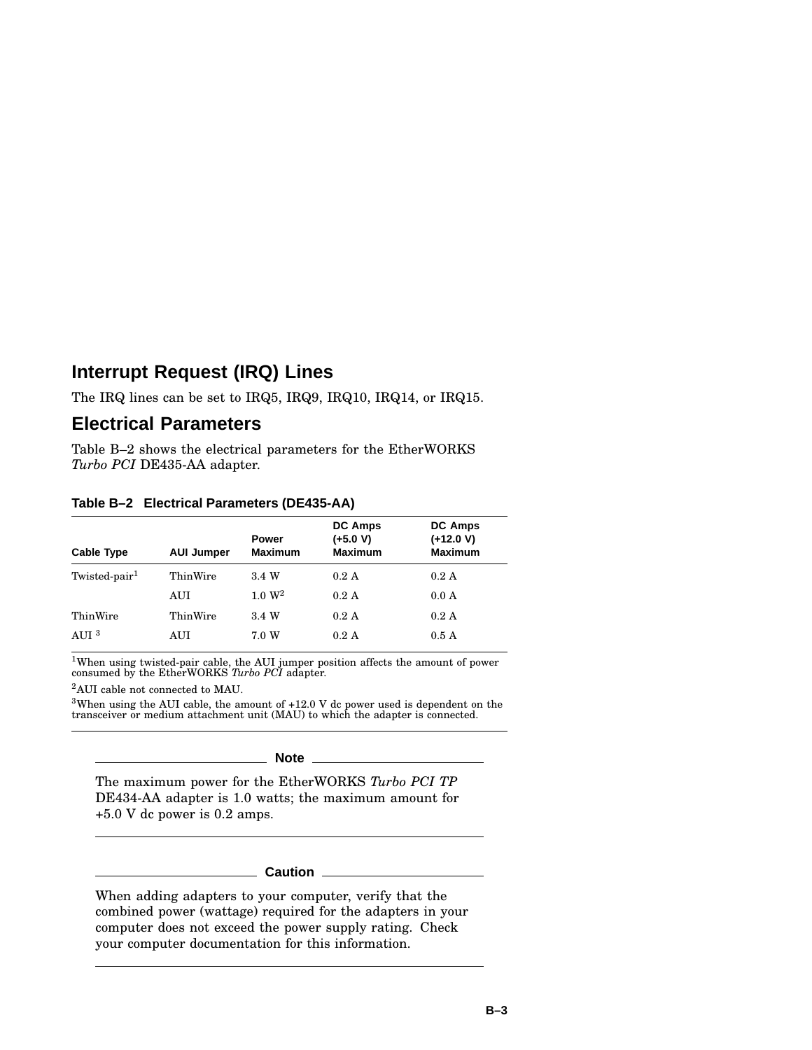## Interrupt Request (IRQ) Lines

The IRQ lines can be set to IRQ5, IRQ9, IRQ10, IRQ14, or IRQ15.

## Electrical Parameters

Table B–2 shows the electrical parameters for the EtherWORKS *Turbo PCI* DE435-AA adapter.

**Table B–2 Electrical Parameters (DE435-AA)**

| Cable Type | AUI Jumper | Power Maximum | DC Amps (+5.0 V) Maximum | DC Amps (+12.0 V) Maximum |
|---|---|---|---|---|
| Twisted-pair[1] | ThinWire | 3.4 W | 0.2 A | 0.2 A |
| | AUI | 1.0 W[2] | 0.2 A | 0.0 A |
| ThinWire | ThinWire | 3.4 W | 0.2 A | 0.2 A |
| AUI [3] | AUI | 7.0 W | 0.2 A | 0.5 A |

[1]When using twisted-pair cable, the AUI jumper position affects the amount of power consumed by the EtherWORKS *Turbo PCI* adapter.

[2]AUI cable not connected to MAU.

[3]When using the AUI cable, the amount of +12.0 V dc power used is dependent on the transceiver or medium attachment unit (MAU) to which the adapter is connected.

---

**Note**

The maximum power for the EtherWORKS *Turbo PCI TP* DE434-AA adapter is 1.0 watts; the maximum amount for +5.0 V dc power is 0.2 amps.

---

**Caution**

When adding adapters to your computer, verify that the combined power (wattage) required for the adapters in your computer does not exceed the power supply rating. Check your computer documentation for this information.

---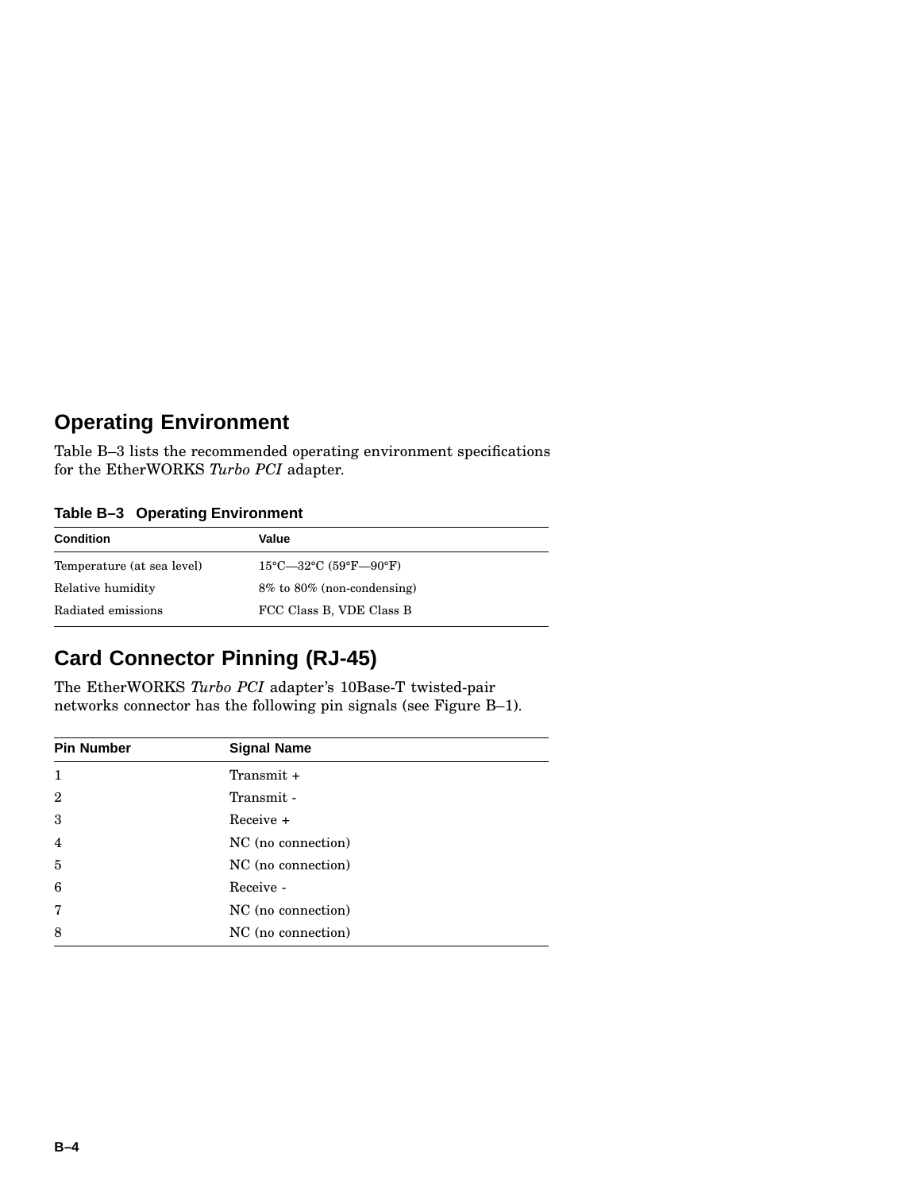## Operating Environment

Table B–3 lists the recommended operating environment specifications for the EtherWORKS *Turbo PCI* adapter.

**Table B–3 Operating Environment**

| Condition | Value |
|---|---|
| Temperature (at sea level) | 15°C—32°C (59°F—90°F) |
| Relative humidity | 8% to 80% (non-condensing) |
| Radiated emissions | FCC Class B, VDE Class B |

## Card Connector Pinning (RJ-45)

The EtherWORKS *Turbo PCI* adapter's 10Base-T twisted-pair networks connector has the following pin signals (see Figure B–1).

| Pin Number | Signal Name |
|---|---|
| 1 | Transmit + |
| 2 | Transmit - |
| 3 | Receive + |
| 4 | NC (no connection) |
| 5 | NC (no connection) |
| 6 | Receive - |
| 7 | NC (no connection) |
| 8 | NC (no connection) |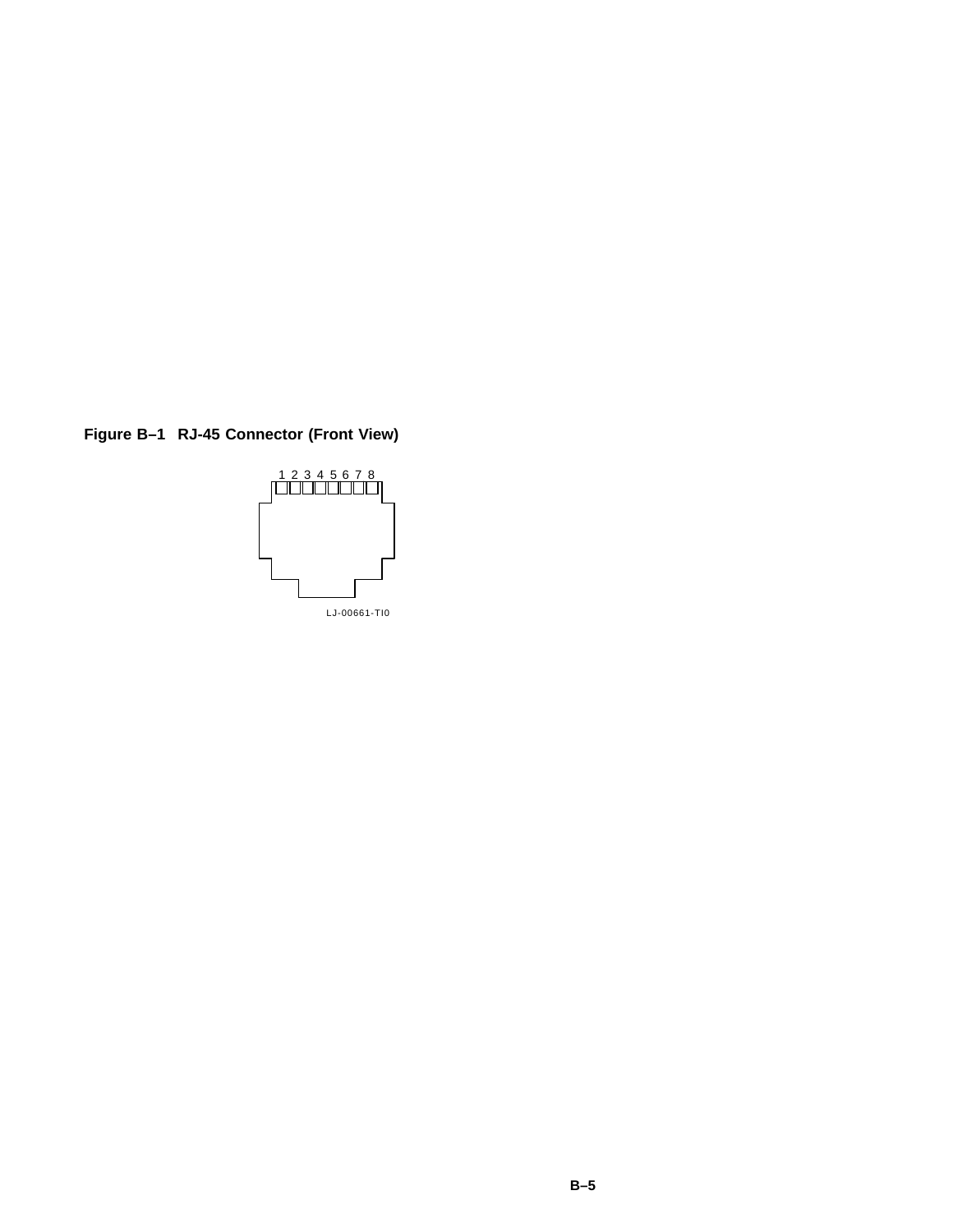**Figure B–1 RJ-45 Connector (Front View)**

1 2 3 4 5 6 7 8

LJ-00661-TI0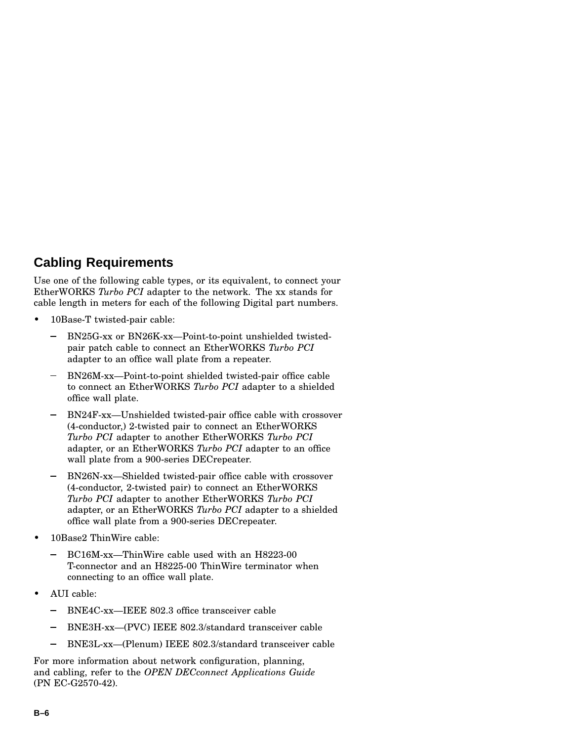## Cabling Requirements

Use one of the following cable types, or its equivalent, to connect your EtherWORKS *Turbo PCI* adapter to the network. The xx stands for cable length in meters for each of the following Digital part numbers.

- 10Base-T twisted-pair cable:
  - BN25G-xx or BN26K-xx—Point-to-point unshielded twisted-pair patch cable to connect an EtherWORKS *Turbo PCI* adapter to an office wall plate from a repeater.
  - BN26M-xx—Point-to-point shielded twisted-pair office cable to connect an EtherWORKS *Turbo PCI* adapter to a shielded office wall plate.
  - BN24F-xx—Unshielded twisted-pair office cable with crossover (4-conductor,) 2-twisted pair to connect an EtherWORKS *Turbo PCI* adapter to another EtherWORKS *Turbo PCI* adapter, or an EtherWORKS *Turbo PCI* adapter to an office wall plate from a 900-series DECrepeater.
  - BN26N-xx—Shielded twisted-pair office cable with crossover (4-conductor, 2-twisted pair) to connect an EtherWORKS *Turbo PCI* adapter to another EtherWORKS *Turbo PCI* adapter, or an EtherWORKS *Turbo PCI* adapter to a shielded office wall plate from a 900-series DECrepeater.
- 10Base2 ThinWire cable:
  - BC16M-xx—ThinWire cable used with an H8223-00 T-connector and an H8225-00 ThinWire terminator when connecting to an office wall plate.
- AUI cable:
  - BNE4C-xx—IEEE 802.3 office transceiver cable
  - BNE3H-xx—(PVC) IEEE 802.3/standard transceiver cable
  - BNE3L-xx—(Plenum) IEEE 802.3/standard transceiver cable

For more information about network configuration, planning, and cabling, refer to the *OPEN DECconnect Applications Guide* (PN EC-G2570-42).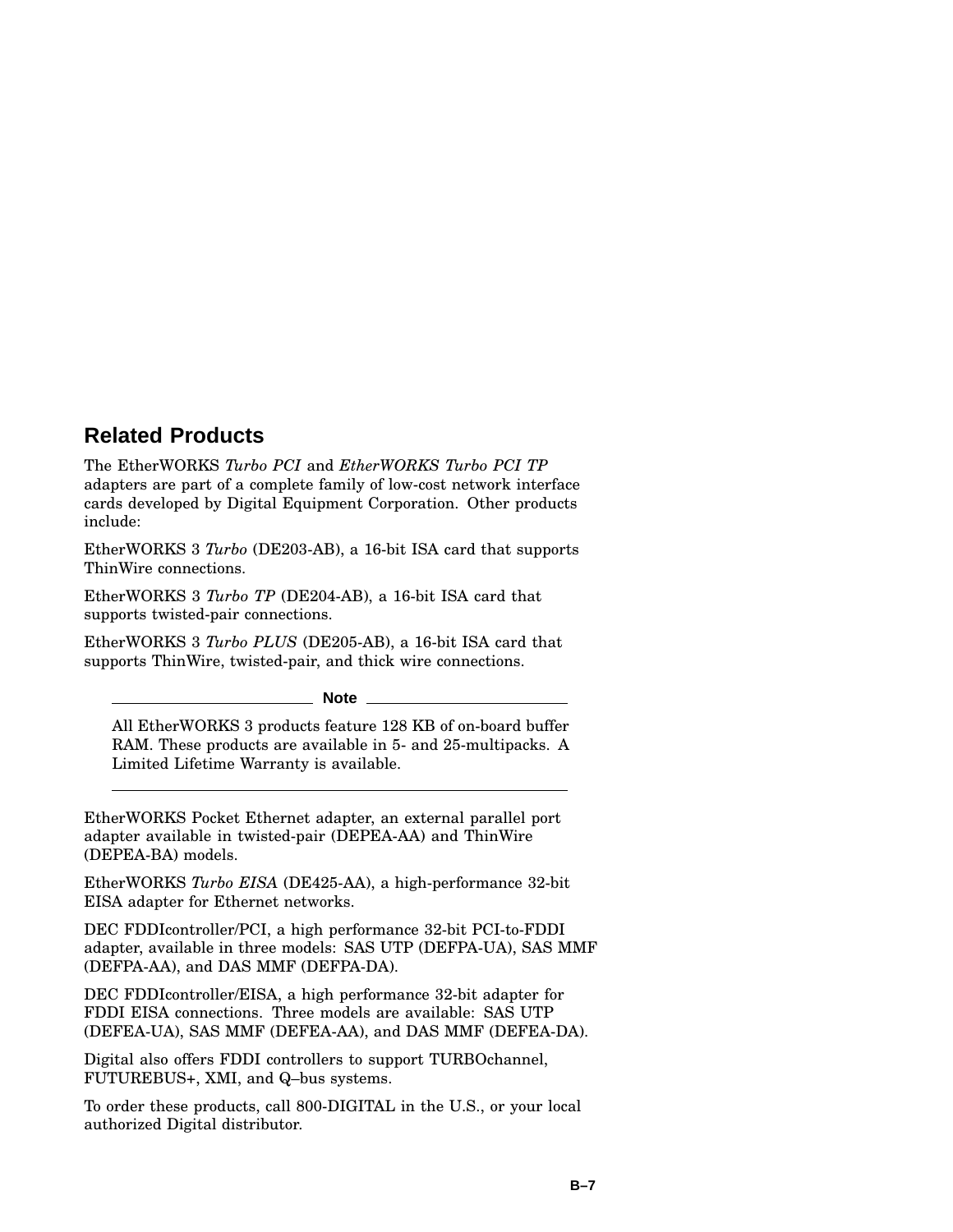## Related Products

The EtherWORKS *Turbo PCI* and *EtherWORKS Turbo PCI TP* adapters are part of a complete family of low-cost network interface cards developed by Digital Equipment Corporation. Other products include:

EtherWORKS 3 *Turbo* (DE203-AB), a 16-bit ISA card that supports ThinWire connections.

EtherWORKS 3 *Turbo TP* (DE204-AB), a 16-bit ISA card that supports twisted-pair connections.

EtherWORKS 3 *Turbo PLUS* (DE205-AB), a 16-bit ISA card that supports ThinWire, twisted-pair, and thick wire connections.

> **Note**
>
> All EtherWORKS 3 products feature 128 KB of on-board buffer RAM. These products are available in 5- and 25-multipacks. A Limited Lifetime Warranty is available.

EtherWORKS Pocket Ethernet adapter, an external parallel port adapter available in twisted-pair (DEPEA-AA) and ThinWire (DEPEA-BA) models.

EtherWORKS *Turbo EISA* (DE425-AA), a high-performance 32-bit EISA adapter for Ethernet networks.

DEC FDDIcontroller/PCI, a high performance 32-bit PCI-to-FDDI adapter, available in three models: SAS UTP (DEFPA-UA), SAS MMF (DEFPA-AA), and DAS MMF (DEFPA-DA).

DEC FDDIcontroller/EISA, a high performance 32-bit adapter for FDDI EISA connections. Three models are available: SAS UTP (DEFEA-UA), SAS MMF (DEFEA-AA), and DAS MMF (DEFEA-DA).

Digital also offers FDDI controllers to support TURBOchannel, FUTUREBUS+, XMI, and Q–bus systems.

To order these products, call 800-DIGITAL in the U.S., or your local authorized Digital distributor.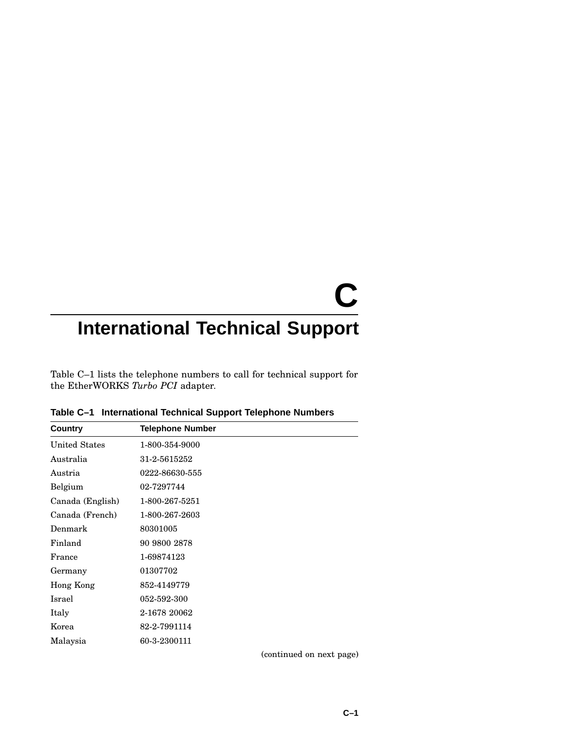# C International Technical Support

Table C–1 lists the telephone numbers to call for technical support for the EtherWORKS *Turbo PCI* adapter.

**Table C–1 International Technical Support Telephone Numbers**

| Country | Telephone Number |
|---|---|
| United States | 1-800-354-9000 |
| Australia | 31-2-5615252 |
| Austria | 0222-86630-555 |
| Belgium | 02-7297744 |
| Canada (English) | 1-800-267-5251 |
| Canada (French) | 1-800-267-2603 |
| Denmark | 80301005 |
| Finland | 90 9800 2878 |
| France | 1-69874123 |
| Germany | 01307702 |
| Hong Kong | 852-4149779 |
| Israel | 052-592-300 |
| Italy | 2-1678 20062 |
| Korea | 82-2-7991114 |
| Malaysia | 60-3-2300111 |

(continued on next page)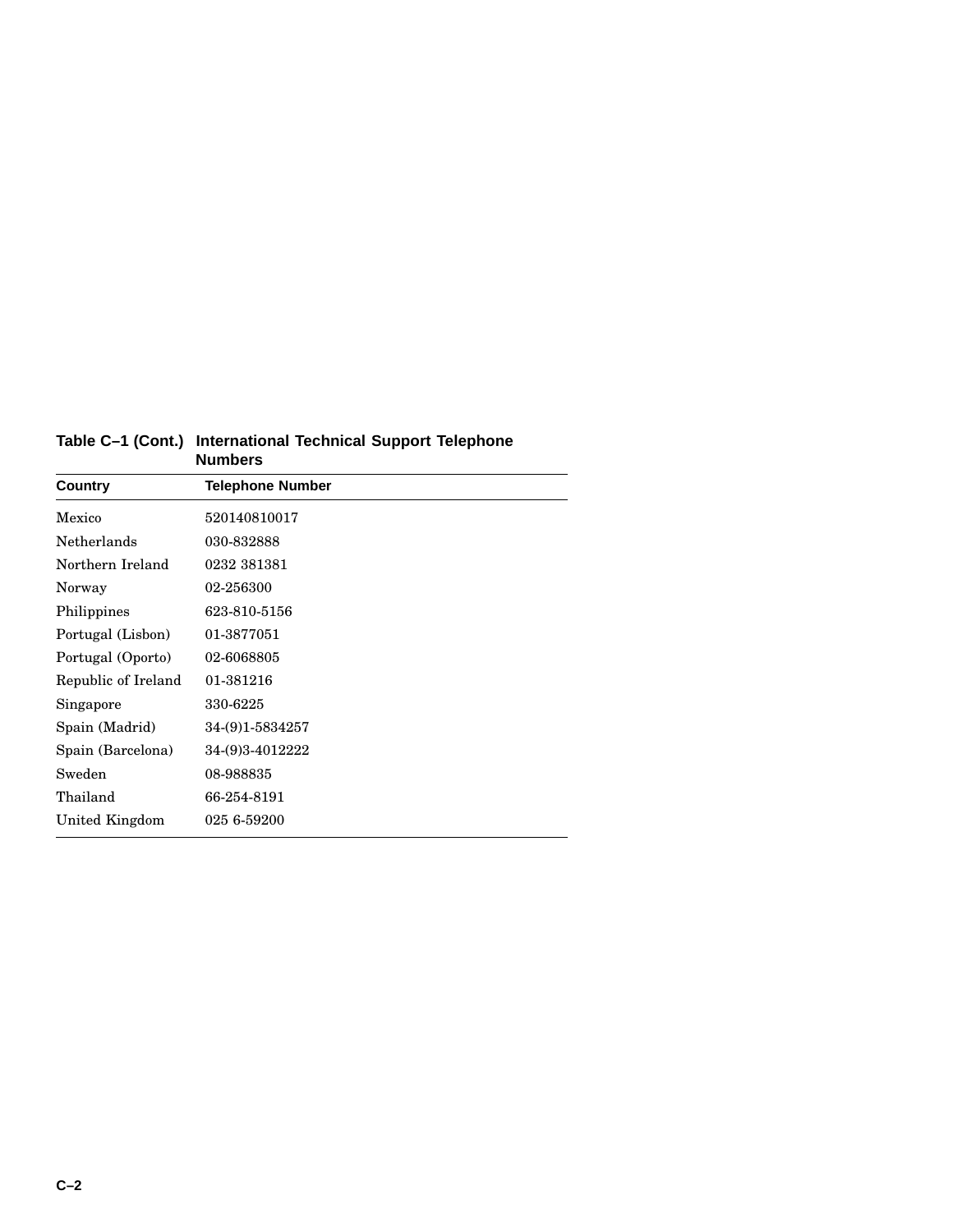**Table C–1 (Cont.) International Technical Support Telephone Numbers**

| Country | Telephone Number |
|---|---|
| Mexico | 520140810017 |
| Netherlands | 030-832888 |
| Northern Ireland | 0232 381381 |
| Norway | 02-256300 |
| Philippines | 623-810-5156 |
| Portugal (Lisbon) | 01-3877051 |
| Portugal (Oporto) | 02-6068805 |
| Republic of Ireland | 01-381216 |
| Singapore | 330-6225 |
| Spain (Madrid) | 34-(9)1-5834257 |
| Spain (Barcelona) | 34-(9)3-4012222 |
| Sweden | 08-988835 |
| Thailand | 66-254-8191 |
| United Kingdom | 025 6-59200 |